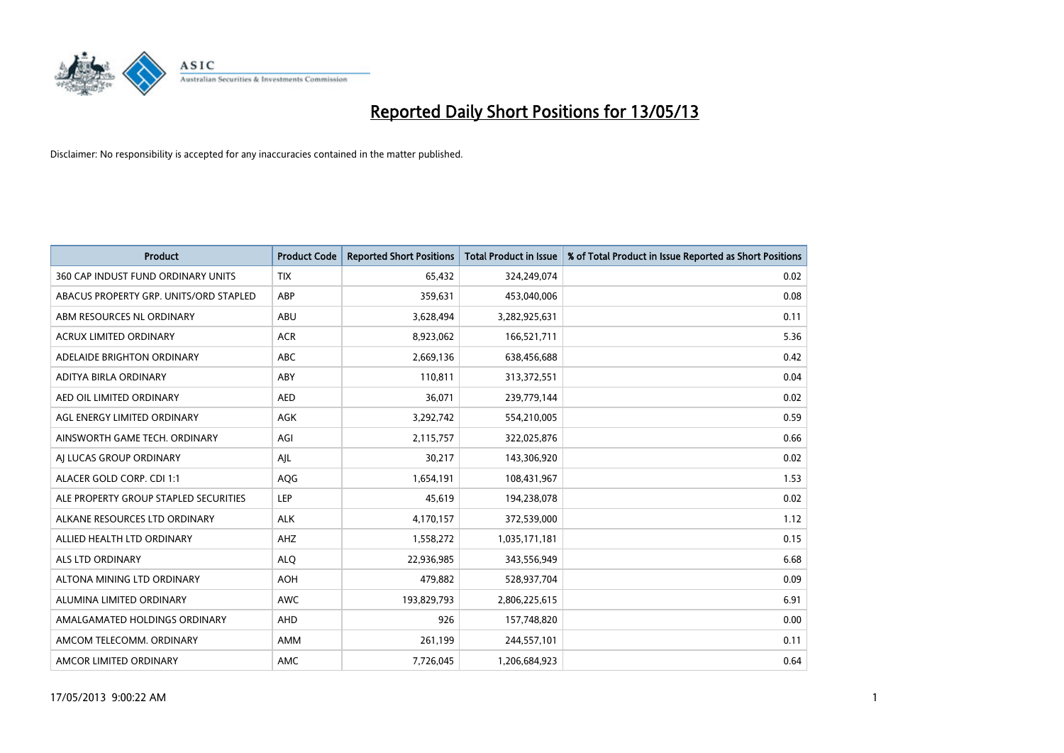# Reported Daily Short Positions for 13/05/13

Disclaimer: No responsibility is accepted for any inaccuracies contained in the matter published.

| Product | Product Code | Reported Short Positions | Total Product in Issue | % of Total Product in Issue Reported as Short Positions |
|---|---|---|---|---|
| 360 CAP INDUST FUND ORDINARY UNITS | TIX | 65,432 | 324,249,074 | 0.02 |
| ABACUS PROPERTY GRP. UNITS/ORD STAPLED | ABP | 359,631 | 453,040,006 | 0.08 |
| ABM RESOURCES NL ORDINARY | ABU | 3,628,494 | 3,282,925,631 | 0.11 |
| ACRUX LIMITED ORDINARY | ACR | 8,923,062 | 166,521,711 | 5.36 |
| ADELAIDE BRIGHTON ORDINARY | ABC | 2,669,136 | 638,456,688 | 0.42 |
| ADITYA BIRLA ORDINARY | ABY | 110,811 | 313,372,551 | 0.04 |
| AED OIL LIMITED ORDINARY | AED | 36,071 | 239,779,144 | 0.02 |
| AGL ENERGY LIMITED ORDINARY | AGK | 3,292,742 | 554,210,005 | 0.59 |
| AINSWORTH GAME TECH. ORDINARY | AGI | 2,115,757 | 322,025,876 | 0.66 |
| AJ LUCAS GROUP ORDINARY | AJL | 30,217 | 143,306,920 | 0.02 |
| ALACER GOLD CORP. CDI 1:1 | AQG | 1,654,191 | 108,431,967 | 1.53 |
| ALE PROPERTY GROUP STAPLED SECURITIES | LEP | 45,619 | 194,238,078 | 0.02 |
| ALKANE RESOURCES LTD ORDINARY | ALK | 4,170,157 | 372,539,000 | 1.12 |
| ALLIED HEALTH LTD ORDINARY | AHZ | 1,558,272 | 1,035,171,181 | 0.15 |
| ALS LTD ORDINARY | ALQ | 22,936,985 | 343,556,949 | 6.68 |
| ALTONA MINING LTD ORDINARY | AOH | 479,882 | 528,937,704 | 0.09 |
| ALUMINA LIMITED ORDINARY | AWC | 193,829,793 | 2,806,225,615 | 6.91 |
| AMALGAMATED HOLDINGS ORDINARY | AHD | 926 | 157,748,820 | 0.00 |
| AMCOM TELECOMM. ORDINARY | AMM | 261,199 | 244,557,101 | 0.11 |
| AMCOR LIMITED ORDINARY | AMC | 7,726,045 | 1,206,684,923 | 0.64 |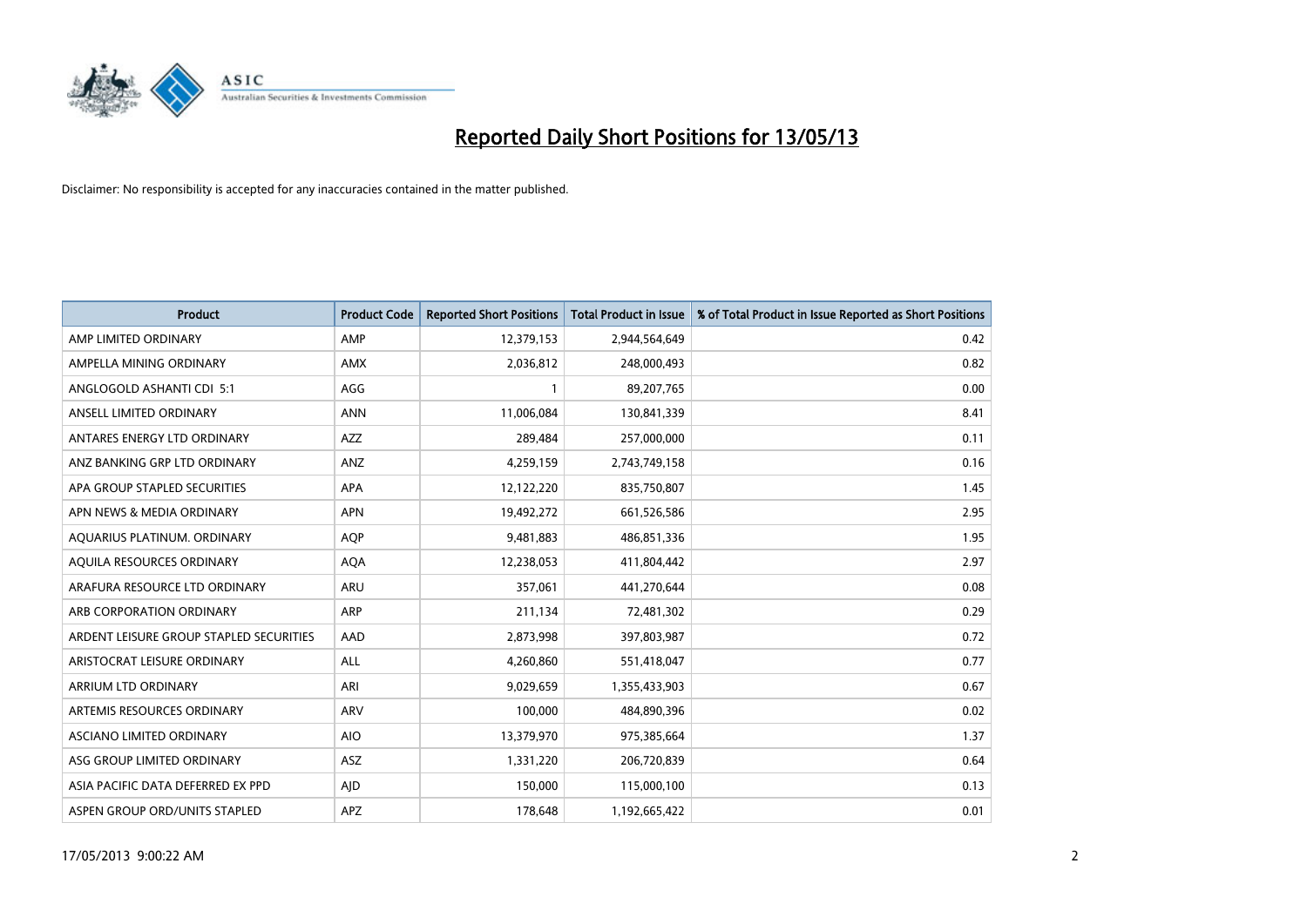# Reported Daily Short Positions for 13/05/13

Disclaimer: No responsibility is accepted for any inaccuracies contained in the matter published.

| Product | Product Code | Reported Short Positions | Total Product in Issue | % of Total Product in Issue Reported as Short Positions |
|---|---|---|---|---|
| AMP LIMITED ORDINARY | AMP | 12,379,153 | 2,944,564,649 | 0.42 |
| AMPELLA MINING ORDINARY | AMX | 2,036,812 | 248,000,493 | 0.82 |
| ANGLOGOLD ASHANTI CDI 5:1 | AGG | 1 | 89,207,765 | 0.00 |
| ANSELL LIMITED ORDINARY | ANN | 11,006,084 | 130,841,339 | 8.41 |
| ANTARES ENERGY LTD ORDINARY | AZZ | 289,484 | 257,000,000 | 0.11 |
| ANZ BANKING GRP LTD ORDINARY | ANZ | 4,259,159 | 2,743,749,158 | 0.16 |
| APA GROUP STAPLED SECURITIES | APA | 12,122,220 | 835,750,807 | 1.45 |
| APN NEWS & MEDIA ORDINARY | APN | 19,492,272 | 661,526,586 | 2.95 |
| AQUARIUS PLATINUM. ORDINARY | AQP | 9,481,883 | 486,851,336 | 1.95 |
| AQUILA RESOURCES ORDINARY | AQA | 12,238,053 | 411,804,442 | 2.97 |
| ARAFURA RESOURCE LTD ORDINARY | ARU | 357,061 | 441,270,644 | 0.08 |
| ARB CORPORATION ORDINARY | ARP | 211,134 | 72,481,302 | 0.29 |
| ARDENT LEISURE GROUP STAPLED SECURITIES | AAD | 2,873,998 | 397,803,987 | 0.72 |
| ARISTOCRAT LEISURE ORDINARY | ALL | 4,260,860 | 551,418,047 | 0.77 |
| ARRIUM LTD ORDINARY | ARI | 9,029,659 | 1,355,433,903 | 0.67 |
| ARTEMIS RESOURCES ORDINARY | ARV | 100,000 | 484,890,396 | 0.02 |
| ASCIANO LIMITED ORDINARY | AIO | 13,379,970 | 975,385,664 | 1.37 |
| ASG GROUP LIMITED ORDINARY | ASZ | 1,331,220 | 206,720,839 | 0.64 |
| ASIA PACIFIC DATA DEFERRED EX PPD | AJD | 150,000 | 115,000,100 | 0.13 |
| ASPEN GROUP ORD/UNITS STAPLED | APZ | 178,648 | 1,192,665,422 | 0.01 |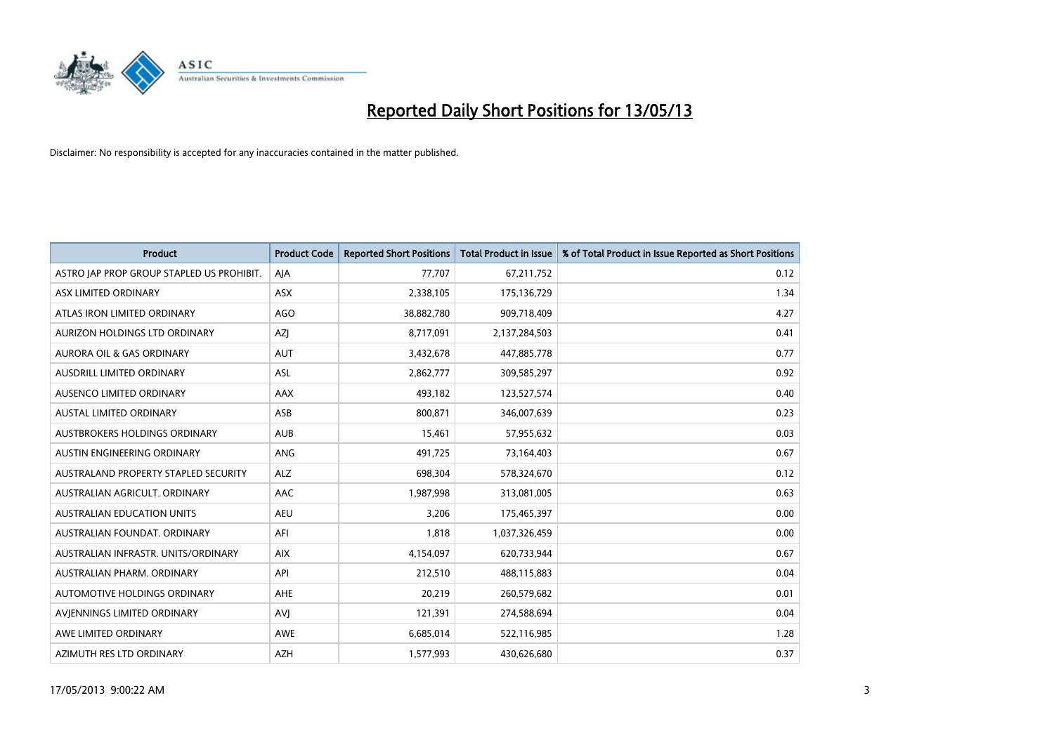# Reported Daily Short Positions for 13/05/13

Disclaimer: No responsibility is accepted for any inaccuracies contained in the matter published.

| Product | Product Code | Reported Short Positions | Total Product in Issue | % of Total Product in Issue Reported as Short Positions |
|---|---|---|---|---|
| ASTRO JAP PROP GROUP STAPLED US PROHIBIT. | AJA | 77,707 | 67,211,752 | 0.12 |
| ASX LIMITED ORDINARY | ASX | 2,338,105 | 175,136,729 | 1.34 |
| ATLAS IRON LIMITED ORDINARY | AGO | 38,882,780 | 909,718,409 | 4.27 |
| AURIZON HOLDINGS LTD ORDINARY | AZJ | 8,717,091 | 2,137,284,503 | 0.41 |
| AURORA OIL & GAS ORDINARY | AUT | 3,432,678 | 447,885,778 | 0.77 |
| AUSDRILL LIMITED ORDINARY | ASL | 2,862,777 | 309,585,297 | 0.92 |
| AUSENCO LIMITED ORDINARY | AAX | 493,182 | 123,527,574 | 0.40 |
| AUSTAL LIMITED ORDINARY | ASB | 800,871 | 346,007,639 | 0.23 |
| AUSTBROKERS HOLDINGS ORDINARY | AUB | 15,461 | 57,955,632 | 0.03 |
| AUSTIN ENGINEERING ORDINARY | ANG | 491,725 | 73,164,403 | 0.67 |
| AUSTRALAND PROPERTY STAPLED SECURITY | ALZ | 698,304 | 578,324,670 | 0.12 |
| AUSTRALIAN AGRICULT. ORDINARY | AAC | 1,987,998 | 313,081,005 | 0.63 |
| AUSTRALIAN EDUCATION UNITS | AEU | 3,206 | 175,465,397 | 0.00 |
| AUSTRALIAN FOUNDAT. ORDINARY | AFI | 1,818 | 1,037,326,459 | 0.00 |
| AUSTRALIAN INFRASTR. UNITS/ORDINARY | AIX | 4,154,097 | 620,733,944 | 0.67 |
| AUSTRALIAN PHARM. ORDINARY | API | 212,510 | 488,115,883 | 0.04 |
| AUTOMOTIVE HOLDINGS ORDINARY | AHE | 20,219 | 260,579,682 | 0.01 |
| AVJENNINGS LIMITED ORDINARY | AVJ | 121,391 | 274,588,694 | 0.04 |
| AWE LIMITED ORDINARY | AWE | 6,685,014 | 522,116,985 | 1.28 |
| AZIMUTH RES LTD ORDINARY | AZH | 1,577,993 | 430,626,680 | 0.37 |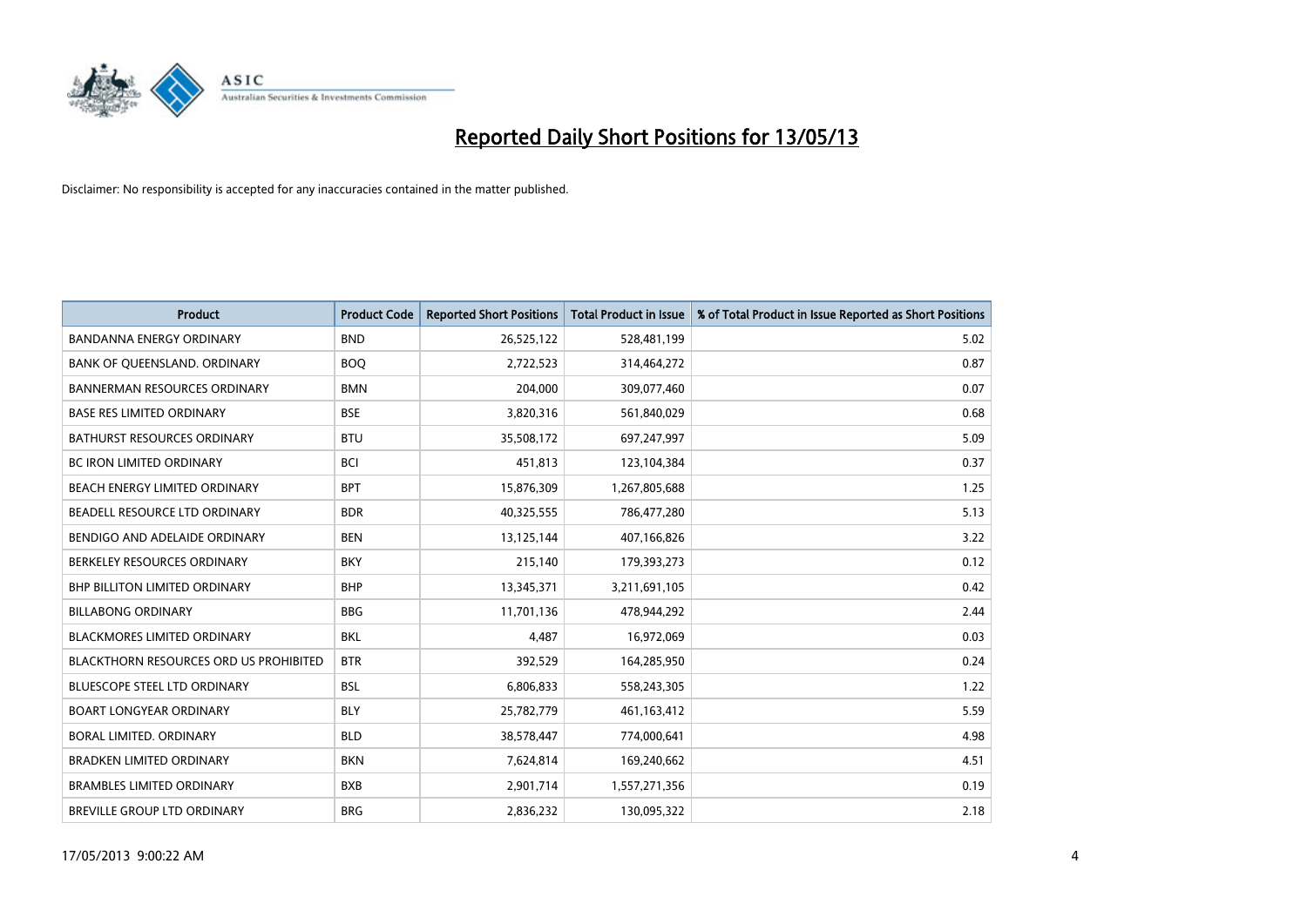# Reported Daily Short Positions for 13/05/13

Disclaimer: No responsibility is accepted for any inaccuracies contained in the matter published.

| Product | Product Code | Reported Short Positions | Total Product in Issue | % of Total Product in Issue Reported as Short Positions |
|---|---|---|---|---|
| BANDANNA ENERGY ORDINARY | BND | 26,525,122 | 528,481,199 | 5.02 |
| BANK OF QUEENSLAND. ORDINARY | BOQ | 2,722,523 | 314,464,272 | 0.87 |
| BANNERMAN RESOURCES ORDINARY | BMN | 204,000 | 309,077,460 | 0.07 |
| BASE RES LIMITED ORDINARY | BSE | 3,820,316 | 561,840,029 | 0.68 |
| BATHURST RESOURCES ORDINARY | BTU | 35,508,172 | 697,247,997 | 5.09 |
| BC IRON LIMITED ORDINARY | BCI | 451,813 | 123,104,384 | 0.37 |
| BEACH ENERGY LIMITED ORDINARY | BPT | 15,876,309 | 1,267,805,688 | 1.25 |
| BEADELL RESOURCE LTD ORDINARY | BDR | 40,325,555 | 786,477,280 | 5.13 |
| BENDIGO AND ADELAIDE ORDINARY | BEN | 13,125,144 | 407,166,826 | 3.22 |
| BERKELEY RESOURCES ORDINARY | BKY | 215,140 | 179,393,273 | 0.12 |
| BHP BILLITON LIMITED ORDINARY | BHP | 13,345,371 | 3,211,691,105 | 0.42 |
| BILLABONG ORDINARY | BBG | 11,701,136 | 478,944,292 | 2.44 |
| BLACKMORES LIMITED ORDINARY | BKL | 4,487 | 16,972,069 | 0.03 |
| BLACKTHORN RESOURCES ORD US PROHIBITED | BTR | 392,529 | 164,285,950 | 0.24 |
| BLUESCOPE STEEL LTD ORDINARY | BSL | 6,806,833 | 558,243,305 | 1.22 |
| BOART LONGYEAR ORDINARY | BLY | 25,782,779 | 461,163,412 | 5.59 |
| BORAL LIMITED. ORDINARY | BLD | 38,578,447 | 774,000,641 | 4.98 |
| BRADKEN LIMITED ORDINARY | BKN | 7,624,814 | 169,240,662 | 4.51 |
| BRAMBLES LIMITED ORDINARY | BXB | 2,901,714 | 1,557,271,356 | 0.19 |
| BREVILLE GROUP LTD ORDINARY | BRG | 2,836,232 | 130,095,322 | 2.18 |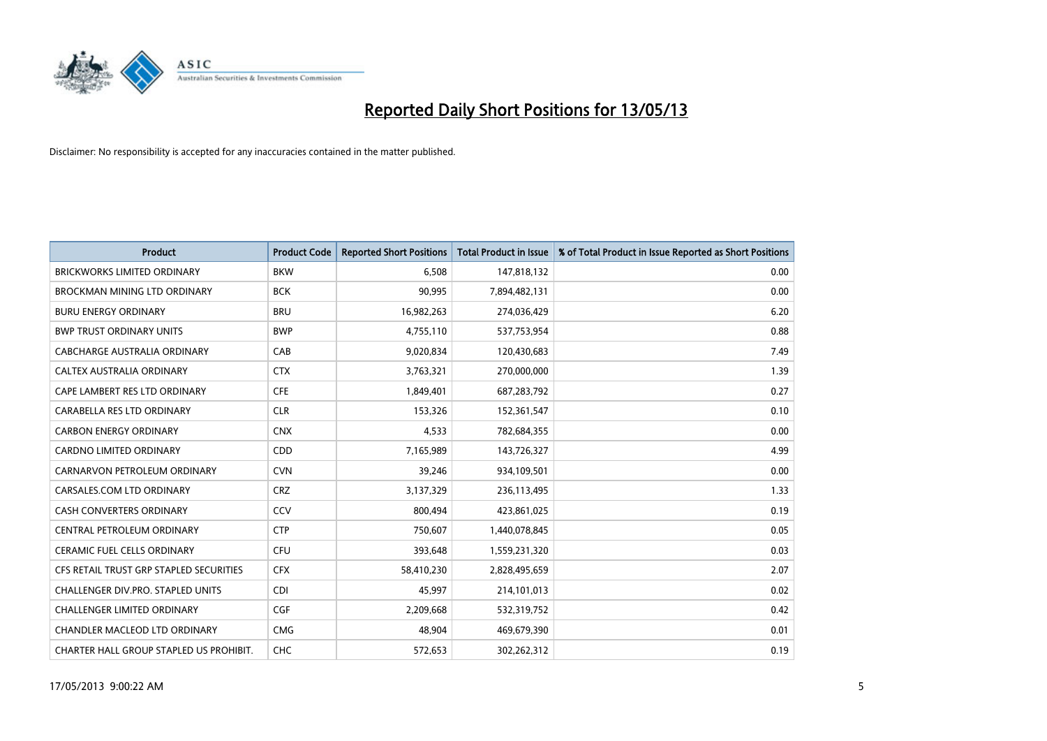# Reported Daily Short Positions for 13/05/13

Disclaimer: No responsibility is accepted for any inaccuracies contained in the matter published.

| Product | Product Code | Reported Short Positions | Total Product in Issue | % of Total Product in Issue Reported as Short Positions |
|---|---|---|---|---|
| BRICKWORKS LIMITED ORDINARY | BKW | 6,508 | 147,818,132 | 0.00 |
| BROCKMAN MINING LTD ORDINARY | BCK | 90,995 | 7,894,482,131 | 0.00 |
| BURU ENERGY ORDINARY | BRU | 16,982,263 | 274,036,429 | 6.20 |
| BWP TRUST ORDINARY UNITS | BWP | 4,755,110 | 537,753,954 | 0.88 |
| CABCHARGE AUSTRALIA ORDINARY | CAB | 9,020,834 | 120,430,683 | 7.49 |
| CALTEX AUSTRALIA ORDINARY | CTX | 3,763,321 | 270,000,000 | 1.39 |
| CAPE LAMBERT RES LTD ORDINARY | CFE | 1,849,401 | 687,283,792 | 0.27 |
| CARABELLA RES LTD ORDINARY | CLR | 153,326 | 152,361,547 | 0.10 |
| CARBON ENERGY ORDINARY | CNX | 4,533 | 782,684,355 | 0.00 |
| CARDNO LIMITED ORDINARY | CDD | 7,165,989 | 143,726,327 | 4.99 |
| CARNARVON PETROLEUM ORDINARY | CVN | 39,246 | 934,109,501 | 0.00 |
| CARSALES.COM LTD ORDINARY | CRZ | 3,137,329 | 236,113,495 | 1.33 |
| CASH CONVERTERS ORDINARY | CCV | 800,494 | 423,861,025 | 0.19 |
| CENTRAL PETROLEUM ORDINARY | CTP | 750,607 | 1,440,078,845 | 0.05 |
| CERAMIC FUEL CELLS ORDINARY | CFU | 393,648 | 1,559,231,320 | 0.03 |
| CFS RETAIL TRUST GRP STAPLED SECURITIES | CFX | 58,410,230 | 2,828,495,659 | 2.07 |
| CHALLENGER DIV.PRO. STAPLED UNITS | CDI | 45,997 | 214,101,013 | 0.02 |
| CHALLENGER LIMITED ORDINARY | CGF | 2,209,668 | 532,319,752 | 0.42 |
| CHANDLER MACLEOD LTD ORDINARY | CMG | 48,904 | 469,679,390 | 0.01 |
| CHARTER HALL GROUP STAPLED US PROHIBIT. | CHC | 572,653 | 302,262,312 | 0.19 |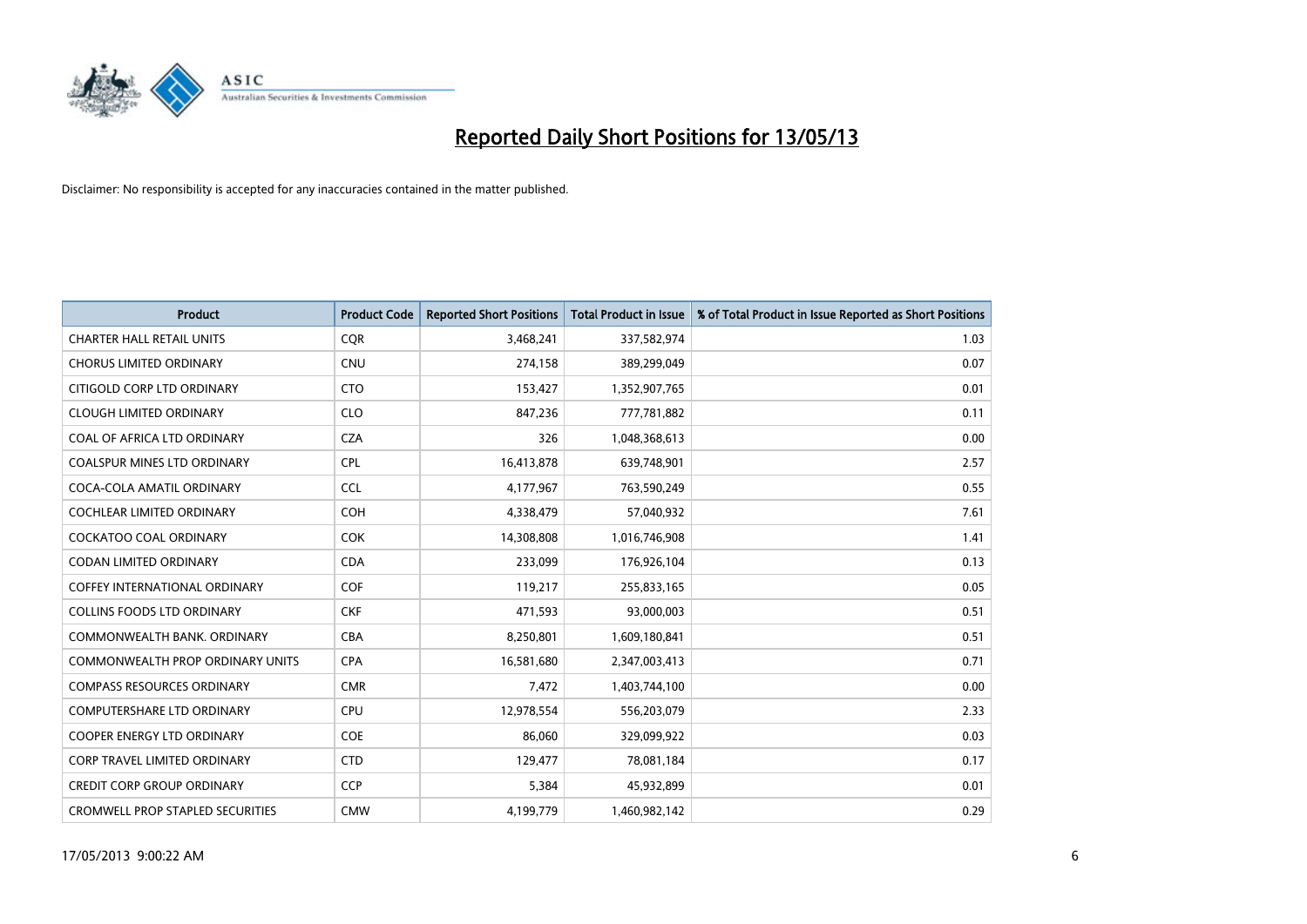# Reported Daily Short Positions for 13/05/13

Disclaimer: No responsibility is accepted for any inaccuracies contained in the matter published.

| Product | Product Code | Reported Short Positions | Total Product in Issue | % of Total Product in Issue Reported as Short Positions |
|---|---|---|---|---|
| CHARTER HALL RETAIL UNITS | CQR | 3,468,241 | 337,582,974 | 1.03 |
| CHORUS LIMITED ORDINARY | CNU | 274,158 | 389,299,049 | 0.07 |
| CITIGOLD CORP LTD ORDINARY | CTO | 153,427 | 1,352,907,765 | 0.01 |
| CLOUGH LIMITED ORDINARY | CLO | 847,236 | 777,781,882 | 0.11 |
| COAL OF AFRICA LTD ORDINARY | CZA | 326 | 1,048,368,613 | 0.00 |
| COALSPUR MINES LTD ORDINARY | CPL | 16,413,878 | 639,748,901 | 2.57 |
| COCA-COLA AMATIL ORDINARY | CCL | 4,177,967 | 763,590,249 | 0.55 |
| COCHLEAR LIMITED ORDINARY | COH | 4,338,479 | 57,040,932 | 7.61 |
| COCKATOO COAL ORDINARY | COK | 14,308,808 | 1,016,746,908 | 1.41 |
| CODAN LIMITED ORDINARY | CDA | 233,099 | 176,926,104 | 0.13 |
| COFFEY INTERNATIONAL ORDINARY | COF | 119,217 | 255,833,165 | 0.05 |
| COLLINS FOODS LTD ORDINARY | CKF | 471,593 | 93,000,003 | 0.51 |
| COMMONWEALTH BANK. ORDINARY | CBA | 8,250,801 | 1,609,180,841 | 0.51 |
| COMMONWEALTH PROP ORDINARY UNITS | CPA | 16,581,680 | 2,347,003,413 | 0.71 |
| COMPASS RESOURCES ORDINARY | CMR | 7,472 | 1,403,744,100 | 0.00 |
| COMPUTERSHARE LTD ORDINARY | CPU | 12,978,554 | 556,203,079 | 2.33 |
| COOPER ENERGY LTD ORDINARY | COE | 86,060 | 329,099,922 | 0.03 |
| CORP TRAVEL LIMITED ORDINARY | CTD | 129,477 | 78,081,184 | 0.17 |
| CREDIT CORP GROUP ORDINARY | CCP | 5,384 | 45,932,899 | 0.01 |
| CROMWELL PROP STAPLED SECURITIES | CMW | 4,199,779 | 1,460,982,142 | 0.29 |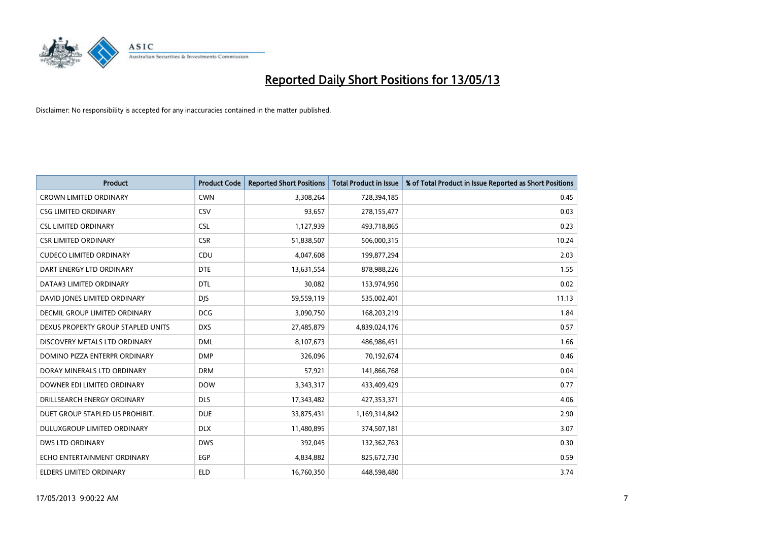# Reported Daily Short Positions for 13/05/13

Disclaimer: No responsibility is accepted for any inaccuracies contained in the matter published.

| Product | Product Code | Reported Short Positions | Total Product in Issue | % of Total Product in Issue Reported as Short Positions |
|---|---|---|---|---|
| CROWN LIMITED ORDINARY | CWN | 3,308,264 | 728,394,185 | 0.45 |
| CSG LIMITED ORDINARY | CSV | 93,657 | 278,155,477 | 0.03 |
| CSL LIMITED ORDINARY | CSL | 1,127,939 | 493,718,865 | 0.23 |
| CSR LIMITED ORDINARY | CSR | 51,838,507 | 506,000,315 | 10.24 |
| CUDECO LIMITED ORDINARY | CDU | 4,047,608 | 199,877,294 | 2.03 |
| DART ENERGY LTD ORDINARY | DTE | 13,631,554 | 878,988,226 | 1.55 |
| DATA#3 LIMITED ORDINARY | DTL | 30,082 | 153,974,950 | 0.02 |
| DAVID JONES LIMITED ORDINARY | DJS | 59,559,119 | 535,002,401 | 11.13 |
| DECMIL GROUP LIMITED ORDINARY | DCG | 3,090,750 | 168,203,219 | 1.84 |
| DEXUS PROPERTY GROUP STAPLED UNITS | DXS | 27,485,879 | 4,839,024,176 | 0.57 |
| DISCOVERY METALS LTD ORDINARY | DML | 8,107,673 | 486,986,451 | 1.66 |
| DOMINO PIZZA ENTERPR ORDINARY | DMP | 326,096 | 70,192,674 | 0.46 |
| DORAY MINERALS LTD ORDINARY | DRM | 57,921 | 141,866,768 | 0.04 |
| DOWNER EDI LIMITED ORDINARY | DOW | 3,343,317 | 433,409,429 | 0.77 |
| DRILLSEARCH ENERGY ORDINARY | DLS | 17,343,482 | 427,353,371 | 4.06 |
| DUET GROUP STAPLED US PROHIBIT. | DUE | 33,875,431 | 1,169,314,842 | 2.90 |
| DULUXGROUP LIMITED ORDINARY | DLX | 11,480,895 | 374,507,181 | 3.07 |
| DWS LTD ORDINARY | DWS | 392,045 | 132,362,763 | 0.30 |
| ECHO ENTERTAINMENT ORDINARY | EGP | 4,834,882 | 825,672,730 | 0.59 |
| ELDERS LIMITED ORDINARY | ELD | 16,760,350 | 448,598,480 | 3.74 |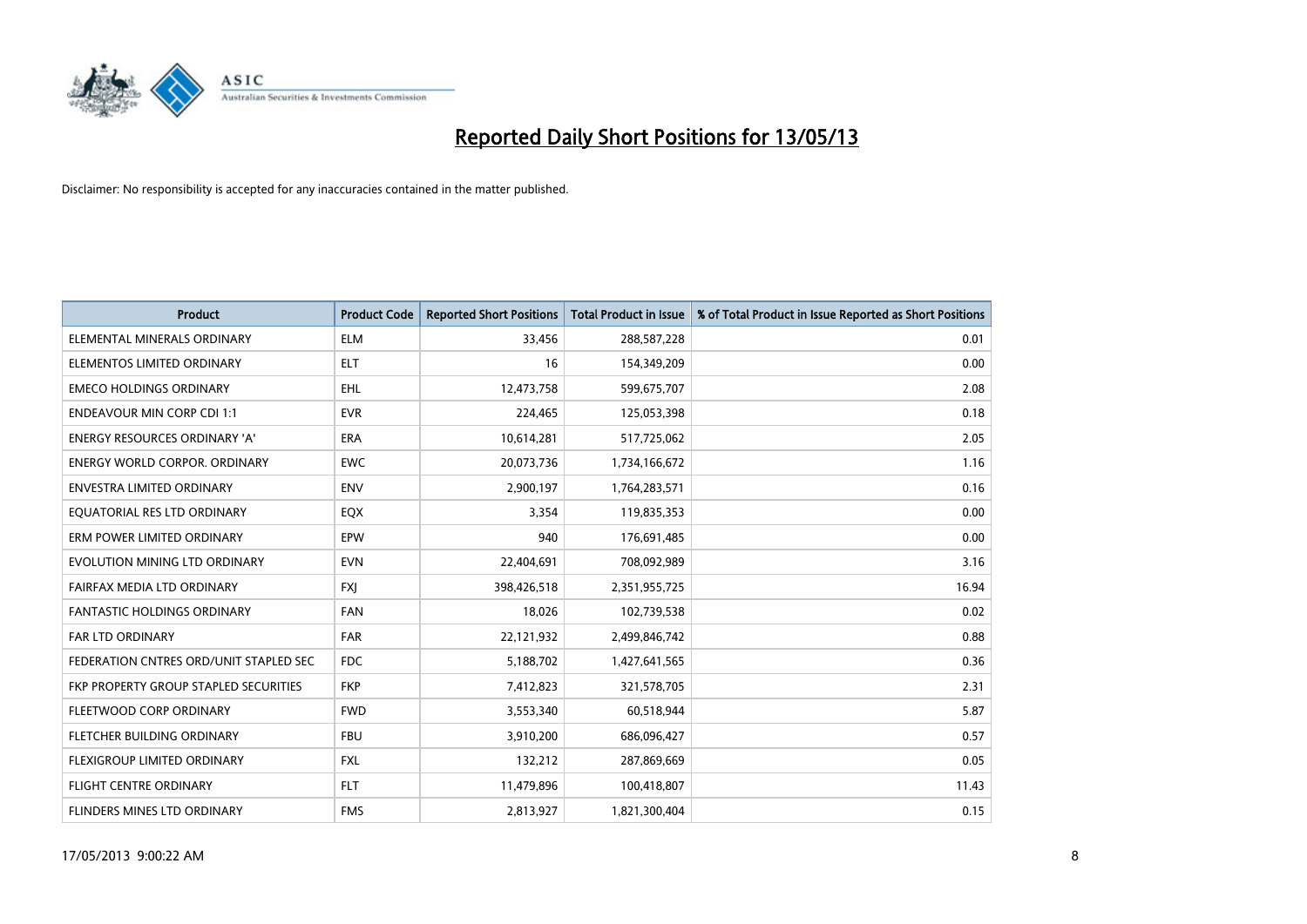# Reported Daily Short Positions for 13/05/13

Disclaimer: No responsibility is accepted for any inaccuracies contained in the matter published.

| Product | Product Code | Reported Short Positions | Total Product in Issue | % of Total Product in Issue Reported as Short Positions |
|---|---|---|---|---|
| ELEMENTAL MINERALS ORDINARY | ELM | 33,456 | 288,587,228 | 0.01 |
| ELEMENTOS LIMITED ORDINARY | ELT | 16 | 154,349,209 | 0.00 |
| EMECO HOLDINGS ORDINARY | EHL | 12,473,758 | 599,675,707 | 2.08 |
| ENDEAVOUR MIN CORP CDI 1:1 | EVR | 224,465 | 125,053,398 | 0.18 |
| ENERGY RESOURCES ORDINARY 'A' | ERA | 10,614,281 | 517,725,062 | 2.05 |
| ENERGY WORLD CORPOR. ORDINARY | EWC | 20,073,736 | 1,734,166,672 | 1.16 |
| ENVESTRA LIMITED ORDINARY | ENV | 2,900,197 | 1,764,283,571 | 0.16 |
| EQUATORIAL RES LTD ORDINARY | EQX | 3,354 | 119,835,353 | 0.00 |
| ERM POWER LIMITED ORDINARY | EPW | 940 | 176,691,485 | 0.00 |
| EVOLUTION MINING LTD ORDINARY | EVN | 22,404,691 | 708,092,989 | 3.16 |
| FAIRFAX MEDIA LTD ORDINARY | FXJ | 398,426,518 | 2,351,955,725 | 16.94 |
| FANTASTIC HOLDINGS ORDINARY | FAN | 18,026 | 102,739,538 | 0.02 |
| FAR LTD ORDINARY | FAR | 22,121,932 | 2,499,846,742 | 0.88 |
| FEDERATION CNTRES ORD/UNIT STAPLED SEC | FDC | 5,188,702 | 1,427,641,565 | 0.36 |
| FKP PROPERTY GROUP STAPLED SECURITIES | FKP | 7,412,823 | 321,578,705 | 2.31 |
| FLEETWOOD CORP ORDINARY | FWD | 3,553,340 | 60,518,944 | 5.87 |
| FLETCHER BUILDING ORDINARY | FBU | 3,910,200 | 686,096,427 | 0.57 |
| FLEXIGROUP LIMITED ORDINARY | FXL | 132,212 | 287,869,669 | 0.05 |
| FLIGHT CENTRE ORDINARY | FLT | 11,479,896 | 100,418,807 | 11.43 |
| FLINDERS MINES LTD ORDINARY | FMS | 2,813,927 | 1,821,300,404 | 0.15 |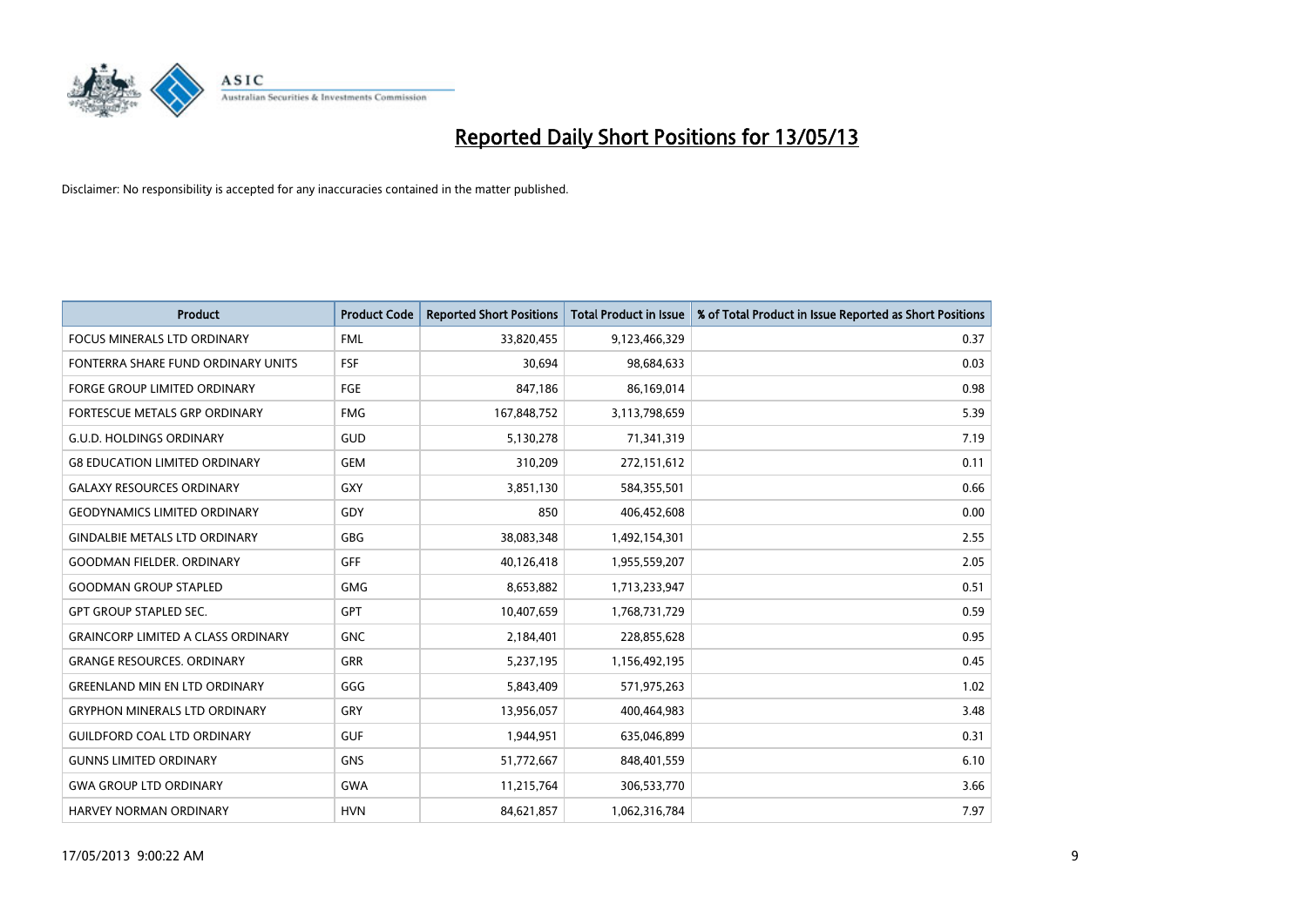# Reported Daily Short Positions for 13/05/13

Disclaimer: No responsibility is accepted for any inaccuracies contained in the matter published.

| Product | Product Code | Reported Short Positions | Total Product in Issue | % of Total Product in Issue Reported as Short Positions |
|---|---|---|---|---|
| FOCUS MINERALS LTD ORDINARY | FML | 33,820,455 | 9,123,466,329 | 0.37 |
| FONTERRA SHARE FUND ORDINARY UNITS | FSF | 30,694 | 98,684,633 | 0.03 |
| FORGE GROUP LIMITED ORDINARY | FGE | 847,186 | 86,169,014 | 0.98 |
| FORTESCUE METALS GRP ORDINARY | FMG | 167,848,752 | 3,113,798,659 | 5.39 |
| G.U.D. HOLDINGS ORDINARY | GUD | 5,130,278 | 71,341,319 | 7.19 |
| G8 EDUCATION LIMITED ORDINARY | GEM | 310,209 | 272,151,612 | 0.11 |
| GALAXY RESOURCES ORDINARY | GXY | 3,851,130 | 584,355,501 | 0.66 |
| GEODYNAMICS LIMITED ORDINARY | GDY | 850 | 406,452,608 | 0.00 |
| GINDALBIE METALS LTD ORDINARY | GBG | 38,083,348 | 1,492,154,301 | 2.55 |
| GOODMAN FIELDER. ORDINARY | GFF | 40,126,418 | 1,955,559,207 | 2.05 |
| GOODMAN GROUP STAPLED | GMG | 8,653,882 | 1,713,233,947 | 0.51 |
| GPT GROUP STAPLED SEC. | GPT | 10,407,659 | 1,768,731,729 | 0.59 |
| GRAINCORP LIMITED A CLASS ORDINARY | GNC | 2,184,401 | 228,855,628 | 0.95 |
| GRANGE RESOURCES. ORDINARY | GRR | 5,237,195 | 1,156,492,195 | 0.45 |
| GREENLAND MIN EN LTD ORDINARY | GGG | 5,843,409 | 571,975,263 | 1.02 |
| GRYPHON MINERALS LTD ORDINARY | GRY | 13,956,057 | 400,464,983 | 3.48 |
| GUILDFORD COAL LTD ORDINARY | GUF | 1,944,951 | 635,046,899 | 0.31 |
| GUNNS LIMITED ORDINARY | GNS | 51,772,667 | 848,401,559 | 6.10 |
| GWA GROUP LTD ORDINARY | GWA | 11,215,764 | 306,533,770 | 3.66 |
| HARVEY NORMAN ORDINARY | HVN | 84,621,857 | 1,062,316,784 | 7.97 |

17/05/2013 9:00:22 AM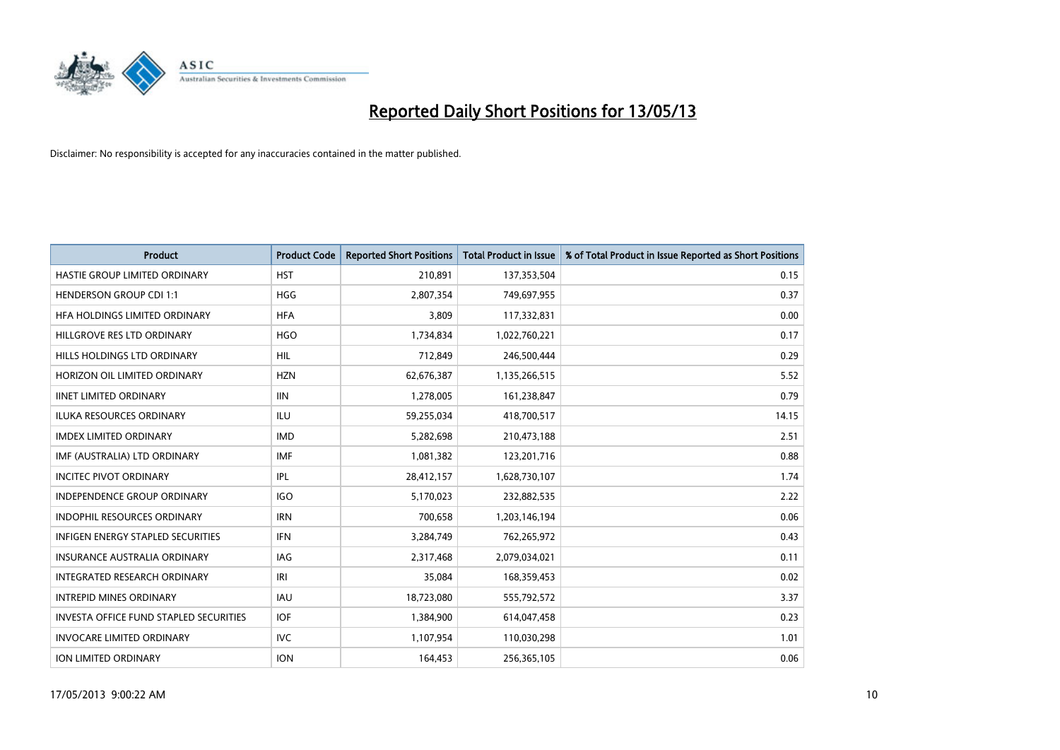# Reported Daily Short Positions for 13/05/13

Disclaimer: No responsibility is accepted for any inaccuracies contained in the matter published.

| Product | Product Code | Reported Short Positions | Total Product in Issue | % of Total Product in Issue Reported as Short Positions |
|---|---|---|---|---|
| HASTIE GROUP LIMITED ORDINARY | HST | 210,891 | 137,353,504 | 0.15 |
| HENDERSON GROUP CDI 1:1 | HGG | 2,807,354 | 749,697,955 | 0.37 |
| HFA HOLDINGS LIMITED ORDINARY | HFA | 3,809 | 117,332,831 | 0.00 |
| HILLGROVE RES LTD ORDINARY | HGO | 1,734,834 | 1,022,760,221 | 0.17 |
| HILLS HOLDINGS LTD ORDINARY | HIL | 712,849 | 246,500,444 | 0.29 |
| HORIZON OIL LIMITED ORDINARY | HZN | 62,676,387 | 1,135,266,515 | 5.52 |
| IINET LIMITED ORDINARY | IIN | 1,278,005 | 161,238,847 | 0.79 |
| ILUKA RESOURCES ORDINARY | ILU | 59,255,034 | 418,700,517 | 14.15 |
| IMDEX LIMITED ORDINARY | IMD | 5,282,698 | 210,473,188 | 2.51 |
| IMF (AUSTRALIA) LTD ORDINARY | IMF | 1,081,382 | 123,201,716 | 0.88 |
| INCITEC PIVOT ORDINARY | IPL | 28,412,157 | 1,628,730,107 | 1.74 |
| INDEPENDENCE GROUP ORDINARY | IGO | 5,170,023 | 232,882,535 | 2.22 |
| INDOPHIL RESOURCES ORDINARY | IRN | 700,658 | 1,203,146,194 | 0.06 |
| INFIGEN ENERGY STAPLED SECURITIES | IFN | 3,284,749 | 762,265,972 | 0.43 |
| INSURANCE AUSTRALIA ORDINARY | IAG | 2,317,468 | 2,079,034,021 | 0.11 |
| INTEGRATED RESEARCH ORDINARY | IRI | 35,084 | 168,359,453 | 0.02 |
| INTREPID MINES ORDINARY | IAU | 18,723,080 | 555,792,572 | 3.37 |
| INVESTA OFFICE FUND STAPLED SECURITIES | IOF | 1,384,900 | 614,047,458 | 0.23 |
| INVOCARE LIMITED ORDINARY | IVC | 1,107,954 | 110,030,298 | 1.01 |
| ION LIMITED ORDINARY | ION | 164,453 | 256,365,105 | 0.06 |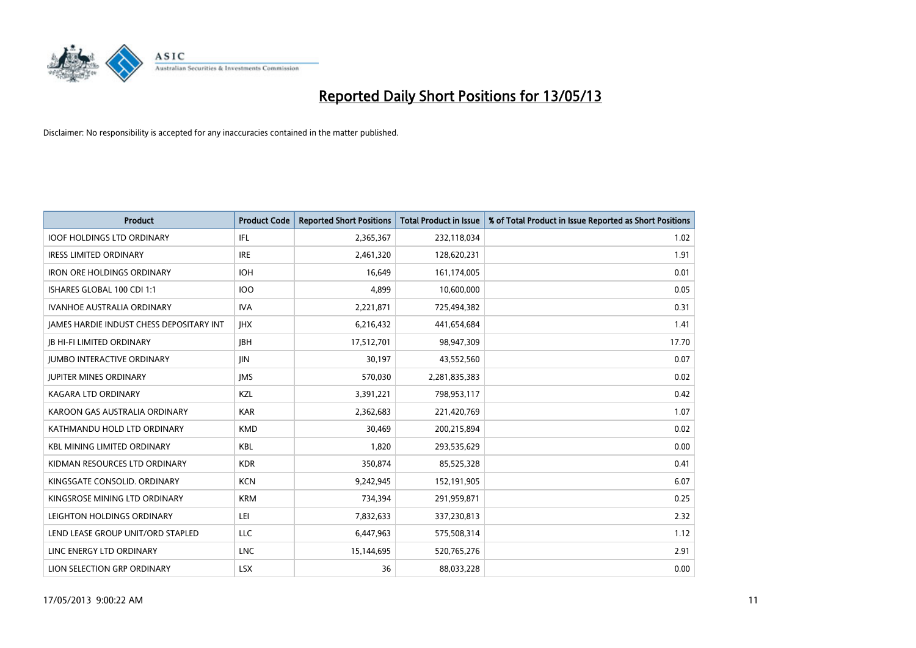# Reported Daily Short Positions for 13/05/13

Disclaimer: No responsibility is accepted for any inaccuracies contained in the matter published.

| Product | Product Code | Reported Short Positions | Total Product in Issue | % of Total Product in Issue Reported as Short Positions |
|---|---|---|---|---|
| IOOF HOLDINGS LTD ORDINARY | IFL | 2,365,367 | 232,118,034 | 1.02 |
| IRESS LIMITED ORDINARY | IRE | 2,461,320 | 128,620,231 | 1.91 |
| IRON ORE HOLDINGS ORDINARY | IOH | 16,649 | 161,174,005 | 0.01 |
| ISHARES GLOBAL 100 CDI 1:1 | IOO | 4,899 | 10,600,000 | 0.05 |
| IVANHOE AUSTRALIA ORDINARY | IVA | 2,221,871 | 725,494,382 | 0.31 |
| JAMES HARDIE INDUST CHESS DEPOSITARY INT | JHX | 6,216,432 | 441,654,684 | 1.41 |
| JB HI-FI LIMITED ORDINARY | JBH | 17,512,701 | 98,947,309 | 17.70 |
| JUMBO INTERACTIVE ORDINARY | JIN | 30,197 | 43,552,560 | 0.07 |
| JUPITER MINES ORDINARY | JMS | 570,030 | 2,281,835,383 | 0.02 |
| KAGARA LTD ORDINARY | KZL | 3,391,221 | 798,953,117 | 0.42 |
| KAROON GAS AUSTRALIA ORDINARY | KAR | 2,362,683 | 221,420,769 | 1.07 |
| KATHMANDU HOLD LTD ORDINARY | KMD | 30,469 | 200,215,894 | 0.02 |
| KBL MINING LIMITED ORDINARY | KBL | 1,820 | 293,535,629 | 0.00 |
| KIDMAN RESOURCES LTD ORDINARY | KDR | 350,874 | 85,525,328 | 0.41 |
| KINGSGATE CONSOLID. ORDINARY | KCN | 9,242,945 | 152,191,905 | 6.07 |
| KINGSROSE MINING LTD ORDINARY | KRM | 734,394 | 291,959,871 | 0.25 |
| LEIGHTON HOLDINGS ORDINARY | LEI | 7,832,633 | 337,230,813 | 2.32 |
| LEND LEASE GROUP UNIT/ORD STAPLED | LLC | 6,447,963 | 575,508,314 | 1.12 |
| LINC ENERGY LTD ORDINARY | LNC | 15,144,695 | 520,765,276 | 2.91 |
| LION SELECTION GRP ORDINARY | LSX | 36 | 88,033,228 | 0.00 |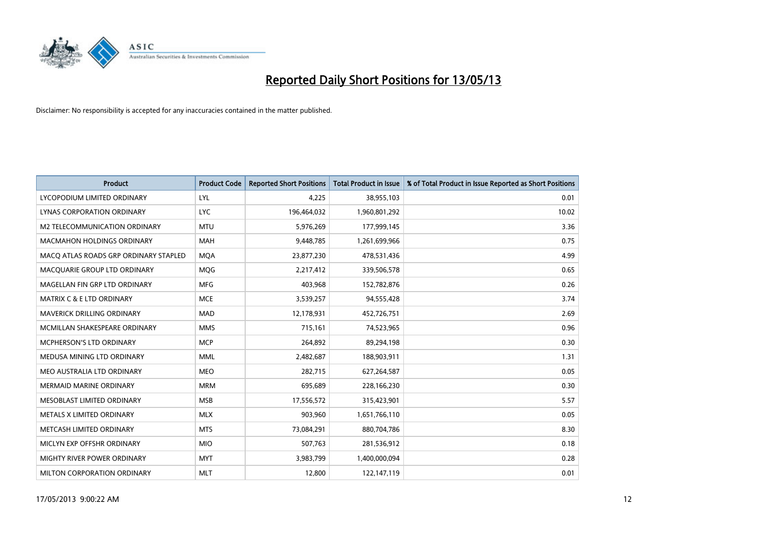# Reported Daily Short Positions for 13/05/13

Disclaimer: No responsibility is accepted for any inaccuracies contained in the matter published.

| Product | Product Code | Reported Short Positions | Total Product in Issue | % of Total Product in Issue Reported as Short Positions |
|---|---|---|---|---|
| LYCOPODIUM LIMITED ORDINARY | LYL | 4,225 | 38,955,103 | 0.01 |
| LYNAS CORPORATION ORDINARY | LYC | 196,464,032 | 1,960,801,292 | 10.02 |
| M2 TELECOMMUNICATION ORDINARY | MTU | 5,976,269 | 177,999,145 | 3.36 |
| MACMAHON HOLDINGS ORDINARY | MAH | 9,448,785 | 1,261,699,966 | 0.75 |
| MACQ ATLAS ROADS GRP ORDINARY STAPLED | MQA | 23,877,230 | 478,531,436 | 4.99 |
| MACQUARIE GROUP LTD ORDINARY | MQG | 2,217,412 | 339,506,578 | 0.65 |
| MAGELLAN FIN GRP LTD ORDINARY | MFG | 403,968 | 152,782,876 | 0.26 |
| MATRIX C & E LTD ORDINARY | MCE | 3,539,257 | 94,555,428 | 3.74 |
| MAVERICK DRILLING ORDINARY | MAD | 12,178,931 | 452,726,751 | 2.69 |
| MCMILLAN SHAKESPEARE ORDINARY | MMS | 715,161 | 74,523,965 | 0.96 |
| MCPHERSON'S LTD ORDINARY | MCP | 264,892 | 89,294,198 | 0.30 |
| MEDUSA MINING LTD ORDINARY | MML | 2,482,687 | 188,903,911 | 1.31 |
| MEO AUSTRALIA LTD ORDINARY | MEO | 282,715 | 627,264,587 | 0.05 |
| MERMAID MARINE ORDINARY | MRM | 695,689 | 228,166,230 | 0.30 |
| MESOBLAST LIMITED ORDINARY | MSB | 17,556,572 | 315,423,901 | 5.57 |
| METALS X LIMITED ORDINARY | MLX | 903,960 | 1,651,766,110 | 0.05 |
| METCASH LIMITED ORDINARY | MTS | 73,084,291 | 880,704,786 | 8.30 |
| MICLYN EXP OFFSHR ORDINARY | MIO | 507,763 | 281,536,912 | 0.18 |
| MIGHTY RIVER POWER ORDINARY | MYT | 3,983,799 | 1,400,000,094 | 0.28 |
| MILTON CORPORATION ORDINARY | MLT | 12,800 | 122,147,119 | 0.01 |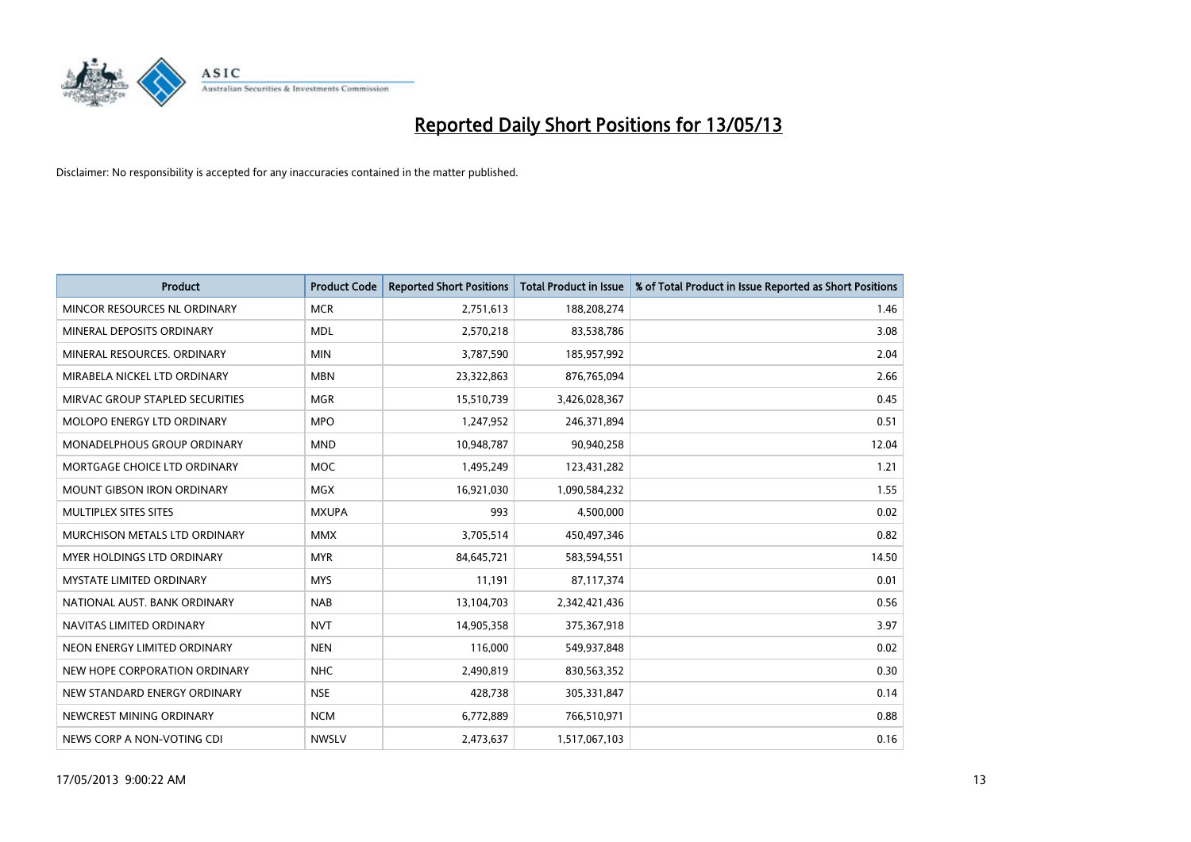# Reported Daily Short Positions for 13/05/13

Disclaimer: No responsibility is accepted for any inaccuracies contained in the matter published.

| Product | Product Code | Reported Short Positions | Total Product in Issue | % of Total Product in Issue Reported as Short Positions |
|---|---|---|---|---|
| MINCOR RESOURCES NL ORDINARY | MCR | 2,751,613 | 188,208,274 | 1.46 |
| MINERAL DEPOSITS ORDINARY | MDL | 2,570,218 | 83,538,786 | 3.08 |
| MINERAL RESOURCES. ORDINARY | MIN | 3,787,590 | 185,957,992 | 2.04 |
| MIRABELA NICKEL LTD ORDINARY | MBN | 23,322,863 | 876,765,094 | 2.66 |
| MIRVAC GROUP STAPLED SECURITIES | MGR | 15,510,739 | 3,426,028,367 | 0.45 |
| MOLOPO ENERGY LTD ORDINARY | MPO | 1,247,952 | 246,371,894 | 0.51 |
| MONADELPHOUS GROUP ORDINARY | MND | 10,948,787 | 90,940,258 | 12.04 |
| MORTGAGE CHOICE LTD ORDINARY | MOC | 1,495,249 | 123,431,282 | 1.21 |
| MOUNT GIBSON IRON ORDINARY | MGX | 16,921,030 | 1,090,584,232 | 1.55 |
| MULTIPLEX SITES SITES | MXUPA | 993 | 4,500,000 | 0.02 |
| MURCHISON METALS LTD ORDINARY | MMX | 3,705,514 | 450,497,346 | 0.82 |
| MYER HOLDINGS LTD ORDINARY | MYR | 84,645,721 | 583,594,551 | 14.50 |
| MYSTATE LIMITED ORDINARY | MYS | 11,191 | 87,117,374 | 0.01 |
| NATIONAL AUST. BANK ORDINARY | NAB | 13,104,703 | 2,342,421,436 | 0.56 |
| NAVITAS LIMITED ORDINARY | NVT | 14,905,358 | 375,367,918 | 3.97 |
| NEON ENERGY LIMITED ORDINARY | NEN | 116,000 | 549,937,848 | 0.02 |
| NEW HOPE CORPORATION ORDINARY | NHC | 2,490,819 | 830,563,352 | 0.30 |
| NEW STANDARD ENERGY ORDINARY | NSE | 428,738 | 305,331,847 | 0.14 |
| NEWCREST MINING ORDINARY | NCM | 6,772,889 | 766,510,971 | 0.88 |
| NEWS CORP A NON-VOTING CDI | NWSLV | 2,473,637 | 1,517,067,103 | 0.16 |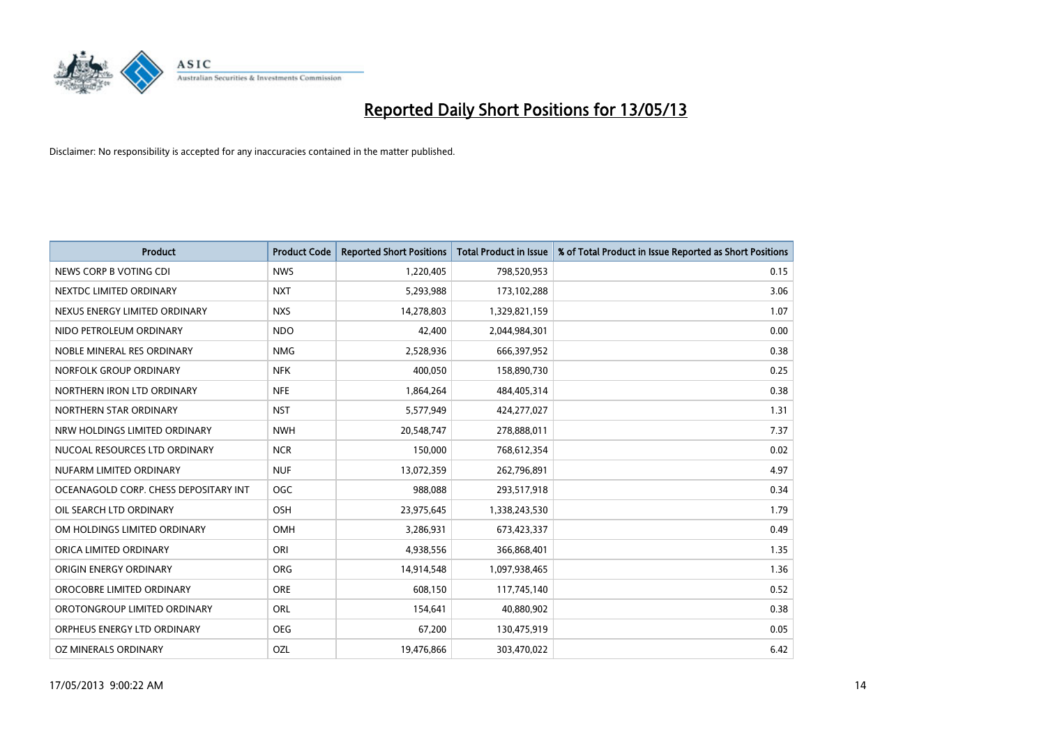# Reported Daily Short Positions for 13/05/13

Disclaimer: No responsibility is accepted for any inaccuracies contained in the matter published.

| Product | Product Code | Reported Short Positions | Total Product in Issue | % of Total Product in Issue Reported as Short Positions |
|---|---|---|---|---|
| NEWS CORP B VOTING CDI | NWS | 1,220,405 | 798,520,953 | 0.15 |
| NEXTDC LIMITED ORDINARY | NXT | 5,293,988 | 173,102,288 | 3.06 |
| NEXUS ENERGY LIMITED ORDINARY | NXS | 14,278,803 | 1,329,821,159 | 1.07 |
| NIDO PETROLEUM ORDINARY | NDO | 42,400 | 2,044,984,301 | 0.00 |
| NOBLE MINERAL RES ORDINARY | NMG | 2,528,936 | 666,397,952 | 0.38 |
| NORFOLK GROUP ORDINARY | NFK | 400,050 | 158,890,730 | 0.25 |
| NORTHERN IRON LTD ORDINARY | NFE | 1,864,264 | 484,405,314 | 0.38 |
| NORTHERN STAR ORDINARY | NST | 5,577,949 | 424,277,027 | 1.31 |
| NRW HOLDINGS LIMITED ORDINARY | NWH | 20,548,747 | 278,888,011 | 7.37 |
| NUCOAL RESOURCES LTD ORDINARY | NCR | 150,000 | 768,612,354 | 0.02 |
| NUFARM LIMITED ORDINARY | NUF | 13,072,359 | 262,796,891 | 4.97 |
| OCEANAGOLD CORP. CHESS DEPOSITARY INT | OGC | 988,088 | 293,517,918 | 0.34 |
| OIL SEARCH LTD ORDINARY | OSH | 23,975,645 | 1,338,243,530 | 1.79 |
| OM HOLDINGS LIMITED ORDINARY | OMH | 3,286,931 | 673,423,337 | 0.49 |
| ORICA LIMITED ORDINARY | ORI | 4,938,556 | 366,868,401 | 1.35 |
| ORIGIN ENERGY ORDINARY | ORG | 14,914,548 | 1,097,938,465 | 1.36 |
| OROCOBRE LIMITED ORDINARY | ORE | 608,150 | 117,745,140 | 0.52 |
| OROTONGROUP LIMITED ORDINARY | ORL | 154,641 | 40,880,902 | 0.38 |
| ORPHEUS ENERGY LTD ORDINARY | OEG | 67,200 | 130,475,919 | 0.05 |
| OZ MINERALS ORDINARY | OZL | 19,476,866 | 303,470,022 | 6.42 |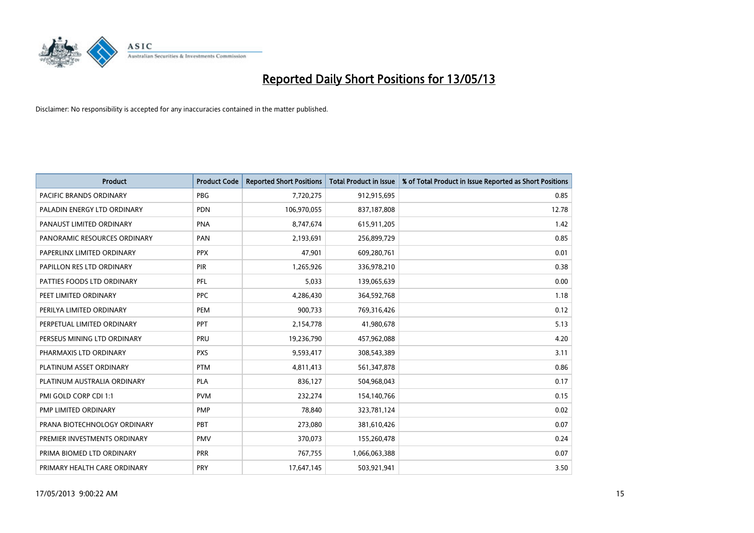# Reported Daily Short Positions for 13/05/13

Disclaimer: No responsibility is accepted for any inaccuracies contained in the matter published.

| Product | Product Code | Reported Short Positions | Total Product in Issue | % of Total Product in Issue Reported as Short Positions |
|---|---|---|---|---|
| PACIFIC BRANDS ORDINARY | PBG | 7,720,275 | 912,915,695 | 0.85 |
| PALADIN ENERGY LTD ORDINARY | PDN | 106,970,055 | 837,187,808 | 12.78 |
| PANAUST LIMITED ORDINARY | PNA | 8,747,674 | 615,911,205 | 1.42 |
| PANORAMIC RESOURCES ORDINARY | PAN | 2,193,691 | 256,899,729 | 0.85 |
| PAPERLINX LIMITED ORDINARY | PPX | 47,901 | 609,280,761 | 0.01 |
| PAPILLON RES LTD ORDINARY | PIR | 1,265,926 | 336,978,210 | 0.38 |
| PATTIES FOODS LTD ORDINARY | PFL | 5,033 | 139,065,639 | 0.00 |
| PEET LIMITED ORDINARY | PPC | 4,286,430 | 364,592,768 | 1.18 |
| PERILYA LIMITED ORDINARY | PEM | 900,733 | 769,316,426 | 0.12 |
| PERPETUAL LIMITED ORDINARY | PPT | 2,154,778 | 41,980,678 | 5.13 |
| PERSEUS MINING LTD ORDINARY | PRU | 19,236,790 | 457,962,088 | 4.20 |
| PHARMAXIS LTD ORDINARY | PXS | 9,593,417 | 308,543,389 | 3.11 |
| PLATINUM ASSET ORDINARY | PTM | 4,811,413 | 561,347,878 | 0.86 |
| PLATINUM AUSTRALIA ORDINARY | PLA | 836,127 | 504,968,043 | 0.17 |
| PMI GOLD CORP CDI 1:1 | PVM | 232,274 | 154,140,766 | 0.15 |
| PMP LIMITED ORDINARY | PMP | 78,840 | 323,781,124 | 0.02 |
| PRANA BIOTECHNOLOGY ORDINARY | PBT | 273,080 | 381,610,426 | 0.07 |
| PREMIER INVESTMENTS ORDINARY | PMV | 370,073 | 155,260,478 | 0.24 |
| PRIMA BIOMED LTD ORDINARY | PRR | 767,755 | 1,066,063,388 | 0.07 |
| PRIMARY HEALTH CARE ORDINARY | PRY | 17,647,145 | 503,921,941 | 3.50 |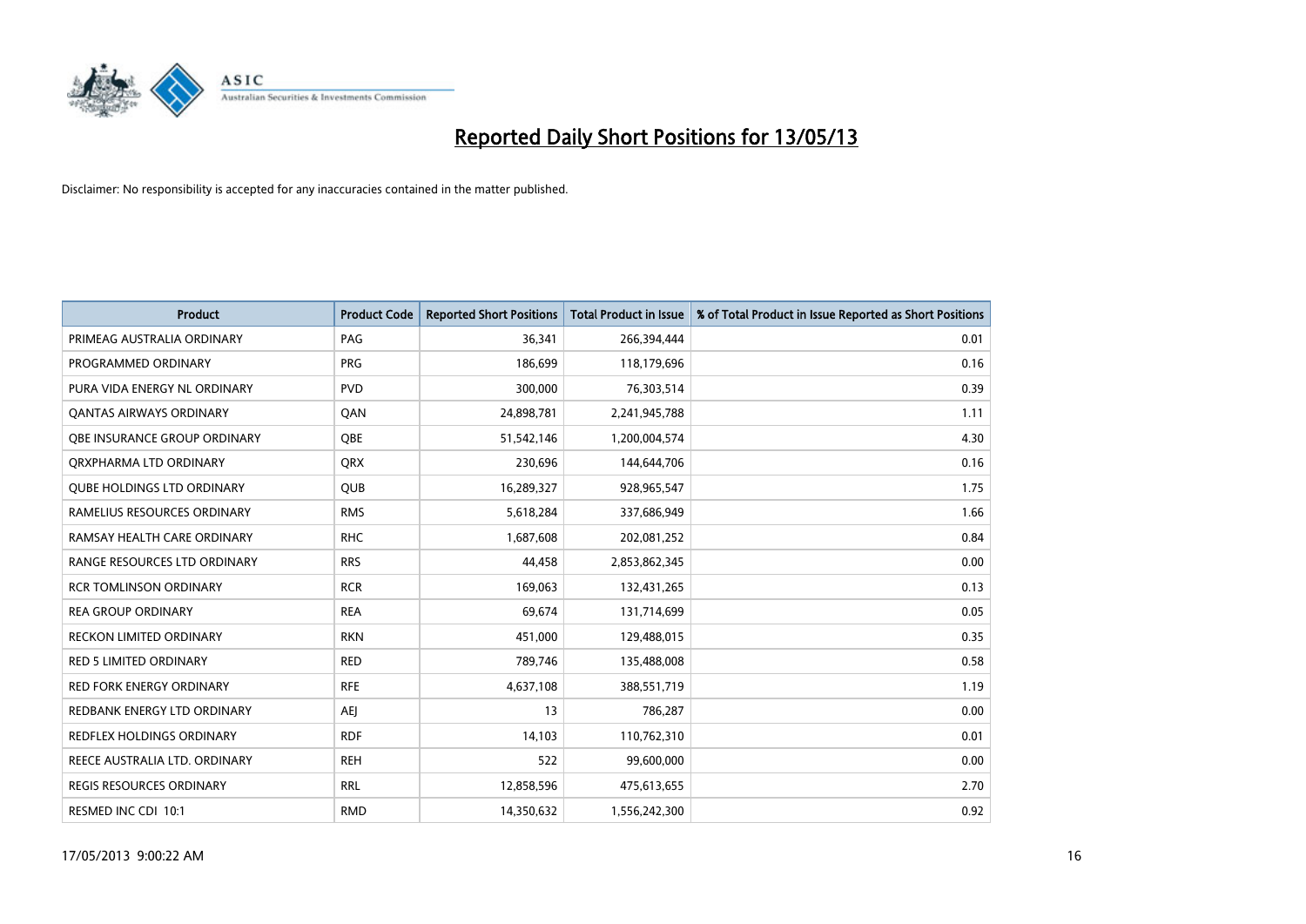# Reported Daily Short Positions for 13/05/13

Disclaimer: No responsibility is accepted for any inaccuracies contained in the matter published.

| Product | Product Code | Reported Short Positions | Total Product in Issue | % of Total Product in Issue Reported as Short Positions |
|---|---|---|---|---|
| PRIMEAG AUSTRALIA ORDINARY | PAG | 36,341 | 266,394,444 | 0.01 |
| PROGRAMMED ORDINARY | PRG | 186,699 | 118,179,696 | 0.16 |
| PURA VIDA ENERGY NL ORDINARY | PVD | 300,000 | 76,303,514 | 0.39 |
| QANTAS AIRWAYS ORDINARY | QAN | 24,898,781 | 2,241,945,788 | 1.11 |
| QBE INSURANCE GROUP ORDINARY | QBE | 51,542,146 | 1,200,004,574 | 4.30 |
| QRXPHARMA LTD ORDINARY | QRX | 230,696 | 144,644,706 | 0.16 |
| QUBE HOLDINGS LTD ORDINARY | QUB | 16,289,327 | 928,965,547 | 1.75 |
| RAMELIUS RESOURCES ORDINARY | RMS | 5,618,284 | 337,686,949 | 1.66 |
| RAMSAY HEALTH CARE ORDINARY | RHC | 1,687,608 | 202,081,252 | 0.84 |
| RANGE RESOURCES LTD ORDINARY | RRS | 44,458 | 2,853,862,345 | 0.00 |
| RCR TOMLINSON ORDINARY | RCR | 169,063 | 132,431,265 | 0.13 |
| REA GROUP ORDINARY | REA | 69,674 | 131,714,699 | 0.05 |
| RECKON LIMITED ORDINARY | RKN | 451,000 | 129,488,015 | 0.35 |
| RED 5 LIMITED ORDINARY | RED | 789,746 | 135,488,008 | 0.58 |
| RED FORK ENERGY ORDINARY | RFE | 4,637,108 | 388,551,719 | 1.19 |
| REDBANK ENERGY LTD ORDINARY | AEJ | 13 | 786,287 | 0.00 |
| REDFLEX HOLDINGS ORDINARY | RDF | 14,103 | 110,762,310 | 0.01 |
| REECE AUSTRALIA LTD. ORDINARY | REH | 522 | 99,600,000 | 0.00 |
| REGIS RESOURCES ORDINARY | RRL | 12,858,596 | 475,613,655 | 2.70 |
| RESMED INC CDI 10:1 | RMD | 14,350,632 | 1,556,242,300 | 0.92 |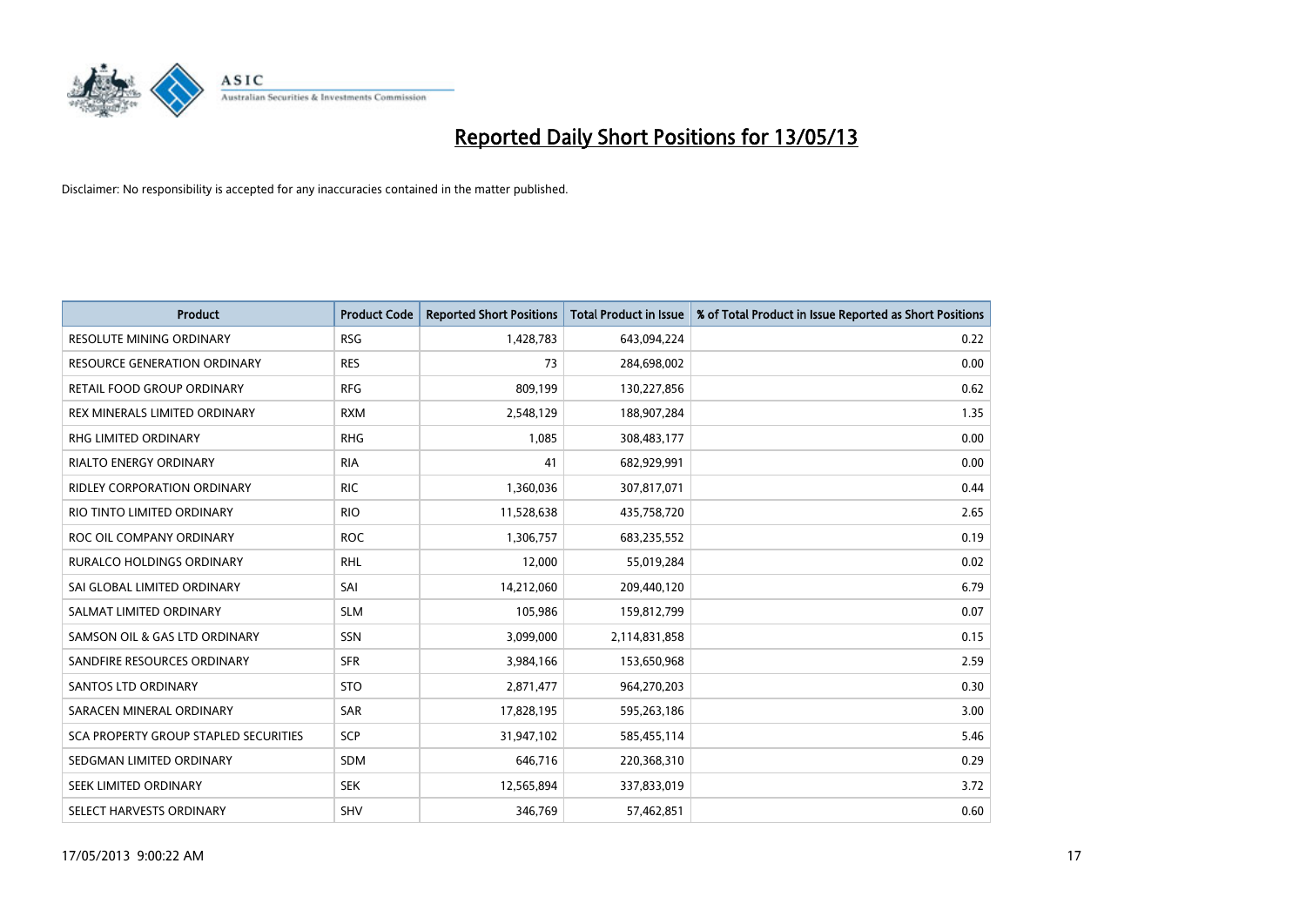# Reported Daily Short Positions for 13/05/13

Disclaimer: No responsibility is accepted for any inaccuracies contained in the matter published.

| Product | Product Code | Reported Short Positions | Total Product in Issue | % of Total Product in Issue Reported as Short Positions |
|---|---|---|---|---|
| RESOLUTE MINING ORDINARY | RSG | 1,428,783 | 643,094,224 | 0.22 |
| RESOURCE GENERATION ORDINARY | RES | 73 | 284,698,002 | 0.00 |
| RETAIL FOOD GROUP ORDINARY | RFG | 809,199 | 130,227,856 | 0.62 |
| REX MINERALS LIMITED ORDINARY | RXM | 2,548,129 | 188,907,284 | 1.35 |
| RHG LIMITED ORDINARY | RHG | 1,085 | 308,483,177 | 0.00 |
| RIALTO ENERGY ORDINARY | RIA | 41 | 682,929,991 | 0.00 |
| RIDLEY CORPORATION ORDINARY | RIC | 1,360,036 | 307,817,071 | 0.44 |
| RIO TINTO LIMITED ORDINARY | RIO | 11,528,638 | 435,758,720 | 2.65 |
| ROC OIL COMPANY ORDINARY | ROC | 1,306,757 | 683,235,552 | 0.19 |
| RURALCO HOLDINGS ORDINARY | RHL | 12,000 | 55,019,284 | 0.02 |
| SAI GLOBAL LIMITED ORDINARY | SAI | 14,212,060 | 209,440,120 | 6.79 |
| SALMAT LIMITED ORDINARY | SLM | 105,986 | 159,812,799 | 0.07 |
| SAMSON OIL & GAS LTD ORDINARY | SSN | 3,099,000 | 2,114,831,858 | 0.15 |
| SANDFIRE RESOURCES ORDINARY | SFR | 3,984,166 | 153,650,968 | 2.59 |
| SANTOS LTD ORDINARY | STO | 2,871,477 | 964,270,203 | 0.30 |
| SARACEN MINERAL ORDINARY | SAR | 17,828,195 | 595,263,186 | 3.00 |
| SCA PROPERTY GROUP STAPLED SECURITIES | SCP | 31,947,102 | 585,455,114 | 5.46 |
| SEDGMAN LIMITED ORDINARY | SDM | 646,716 | 220,368,310 | 0.29 |
| SEEK LIMITED ORDINARY | SEK | 12,565,894 | 337,833,019 | 3.72 |
| SELECT HARVESTS ORDINARY | SHV | 346,769 | 57,462,851 | 0.60 |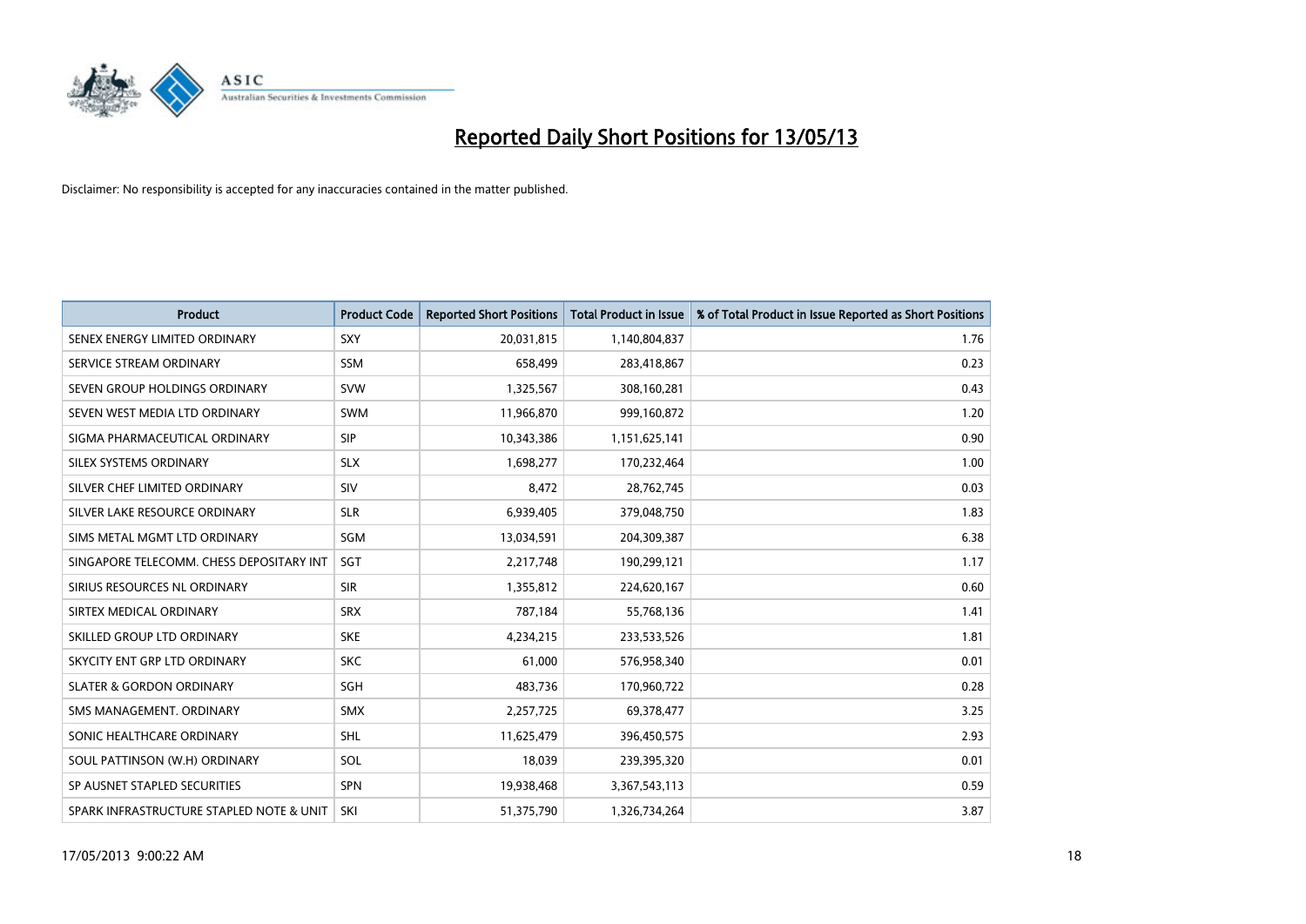# Reported Daily Short Positions for 13/05/13

Disclaimer: No responsibility is accepted for any inaccuracies contained in the matter published.

| Product | Product Code | Reported Short Positions | Total Product in Issue | % of Total Product in Issue Reported as Short Positions |
|---|---|---|---|---|
| SENEX ENERGY LIMITED ORDINARY | SXY | 20,031,815 | 1,140,804,837 | 1.76 |
| SERVICE STREAM ORDINARY | SSM | 658,499 | 283,418,867 | 0.23 |
| SEVEN GROUP HOLDINGS ORDINARY | SVW | 1,325,567 | 308,160,281 | 0.43 |
| SEVEN WEST MEDIA LTD ORDINARY | SWM | 11,966,870 | 999,160,872 | 1.20 |
| SIGMA PHARMACEUTICAL ORDINARY | SIP | 10,343,386 | 1,151,625,141 | 0.90 |
| SILEX SYSTEMS ORDINARY | SLX | 1,698,277 | 170,232,464 | 1.00 |
| SILVER CHEF LIMITED ORDINARY | SIV | 8,472 | 28,762,745 | 0.03 |
| SILVER LAKE RESOURCE ORDINARY | SLR | 6,939,405 | 379,048,750 | 1.83 |
| SIMS METAL MGMT LTD ORDINARY | SGM | 13,034,591 | 204,309,387 | 6.38 |
| SINGAPORE TELECOMM. CHESS DEPOSITARY INT | SGT | 2,217,748 | 190,299,121 | 1.17 |
| SIRIUS RESOURCES NL ORDINARY | SIR | 1,355,812 | 224,620,167 | 0.60 |
| SIRTEX MEDICAL ORDINARY | SRX | 787,184 | 55,768,136 | 1.41 |
| SKILLED GROUP LTD ORDINARY | SKE | 4,234,215 | 233,533,526 | 1.81 |
| SKYCITY ENT GRP LTD ORDINARY | SKC | 61,000 | 576,958,340 | 0.01 |
| SLATER & GORDON ORDINARY | SGH | 483,736 | 170,960,722 | 0.28 |
| SMS MANAGEMENT. ORDINARY | SMX | 2,257,725 | 69,378,477 | 3.25 |
| SONIC HEALTHCARE ORDINARY | SHL | 11,625,479 | 396,450,575 | 2.93 |
| SOUL PATTINSON (W.H) ORDINARY | SOL | 18,039 | 239,395,320 | 0.01 |
| SP AUSNET STAPLED SECURITIES | SPN | 19,938,468 | 3,367,543,113 | 0.59 |
| SPARK INFRASTRUCTURE STAPLED NOTE & UNIT | SKI | 51,375,790 | 1,326,734,264 | 3.87 |

17/05/2013 9:00:22 AM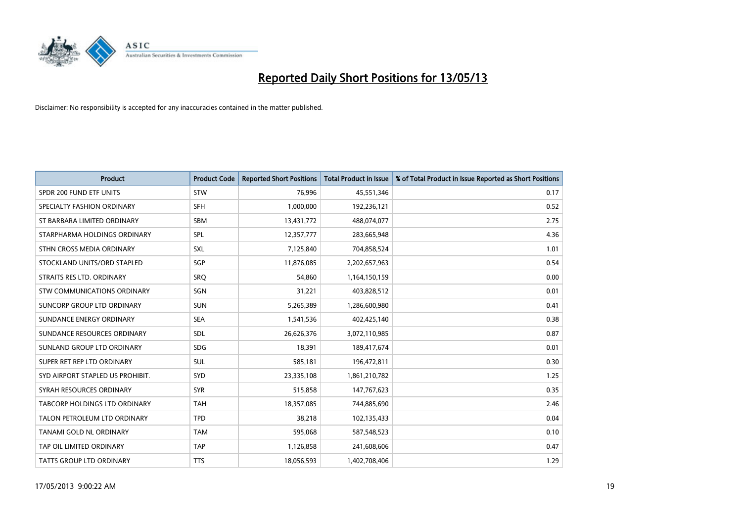# Reported Daily Short Positions for 13/05/13

Disclaimer: No responsibility is accepted for any inaccuracies contained in the matter published.

| Product | Product Code | Reported Short Positions | Total Product in Issue | % of Total Product in Issue Reported as Short Positions |
| --- | --- | --- | --- | --- |
| SPDR 200 FUND ETF UNITS | STW | 76,996 | 45,551,346 | 0.17 |
| SPECIALTY FASHION ORDINARY | SFH | 1,000,000 | 192,236,121 | 0.52 |
| ST BARBARA LIMITED ORDINARY | SBM | 13,431,772 | 488,074,077 | 2.75 |
| STARPHARMA HOLDINGS ORDINARY | SPL | 12,357,777 | 283,665,948 | 4.36 |
| STHN CROSS MEDIA ORDINARY | SXL | 7,125,840 | 704,858,524 | 1.01 |
| STOCKLAND UNITS/ORD STAPLED | SGP | 11,876,085 | 2,202,657,963 | 0.54 |
| STRAITS RES LTD. ORDINARY | SRQ | 54,860 | 1,164,150,159 | 0.00 |
| STW COMMUNICATIONS ORDINARY | SGN | 31,221 | 403,828,512 | 0.01 |
| SUNCORP GROUP LTD ORDINARY | SUN | 5,265,389 | 1,286,600,980 | 0.41 |
| SUNDANCE ENERGY ORDINARY | SEA | 1,541,536 | 402,425,140 | 0.38 |
| SUNDANCE RESOURCES ORDINARY | SDL | 26,626,376 | 3,072,110,985 | 0.87 |
| SUNLAND GROUP LTD ORDINARY | SDG | 18,391 | 189,417,674 | 0.01 |
| SUPER RET REP LTD ORDINARY | SUL | 585,181 | 196,472,811 | 0.30 |
| SYD AIRPORT STAPLED US PROHIBIT. | SYD | 23,335,108 | 1,861,210,782 | 1.25 |
| SYRAH RESOURCES ORDINARY | SYR | 515,858 | 147,767,623 | 0.35 |
| TABCORP HOLDINGS LTD ORDINARY | TAH | 18,357,085 | 744,885,690 | 2.46 |
| TALON PETROLEUM LTD ORDINARY | TPD | 38,218 | 102,135,433 | 0.04 |
| TANAMI GOLD NL ORDINARY | TAM | 595,068 | 587,548,523 | 0.10 |
| TAP OIL LIMITED ORDINARY | TAP | 1,126,858 | 241,608,606 | 0.47 |
| TATTS GROUP LTD ORDINARY | TTS | 18,056,593 | 1,402,708,406 | 1.29 |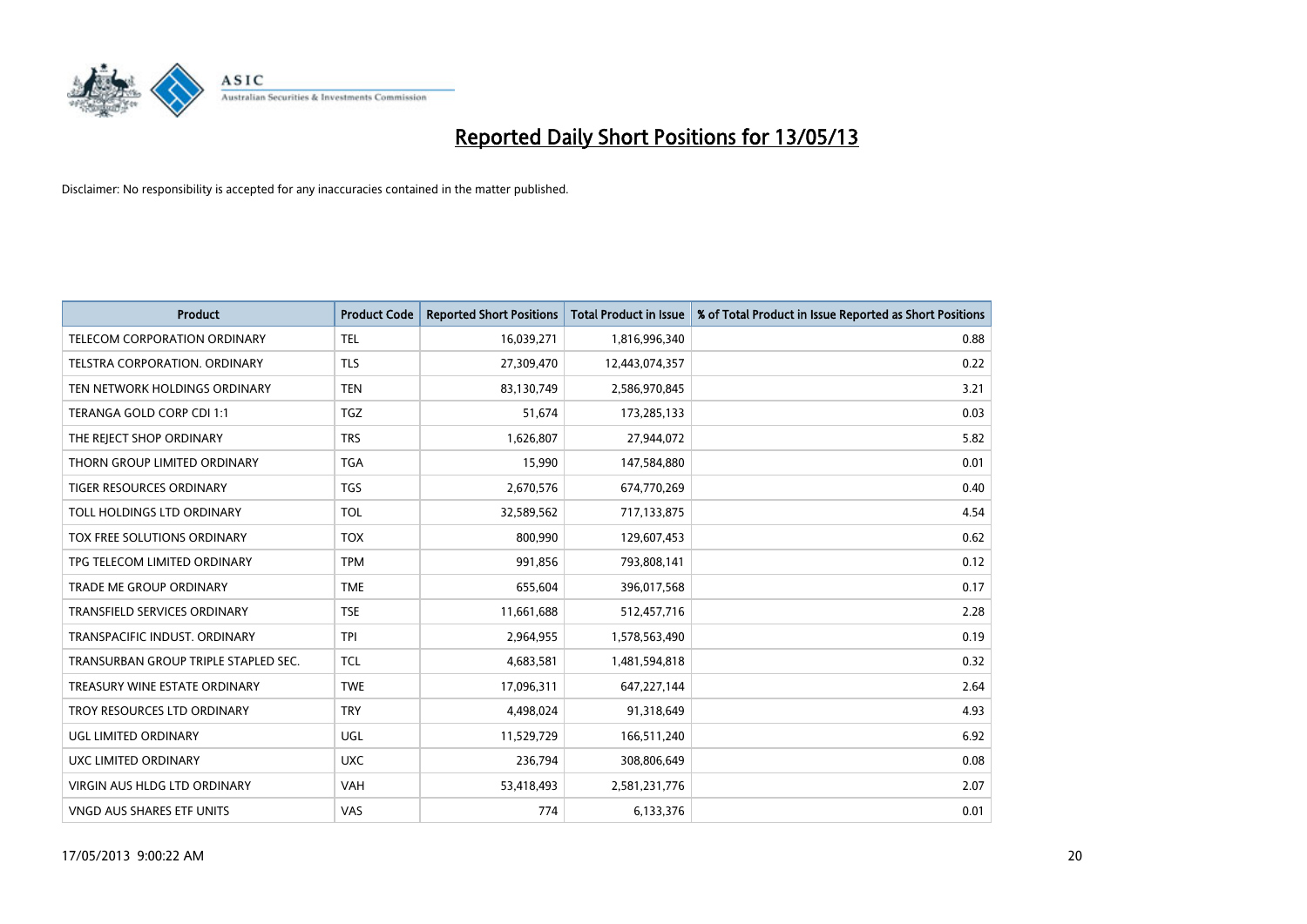# Reported Daily Short Positions for 13/05/13

Disclaimer: No responsibility is accepted for any inaccuracies contained in the matter published.

| Product | Product Code | Reported Short Positions | Total Product in Issue | % of Total Product in Issue Reported as Short Positions |
|---|---|---|---|---|
| TELECOM CORPORATION ORDINARY | TEL | 16,039,271 | 1,816,996,340 | 0.88 |
| TELSTRA CORPORATION. ORDINARY | TLS | 27,309,470 | 12,443,074,357 | 0.22 |
| TEN NETWORK HOLDINGS ORDINARY | TEN | 83,130,749 | 2,586,970,845 | 3.21 |
| TERANGA GOLD CORP CDI 1:1 | TGZ | 51,674 | 173,285,133 | 0.03 |
| THE REJECT SHOP ORDINARY | TRS | 1,626,807 | 27,944,072 | 5.82 |
| THORN GROUP LIMITED ORDINARY | TGA | 15,990 | 147,584,880 | 0.01 |
| TIGER RESOURCES ORDINARY | TGS | 2,670,576 | 674,770,269 | 0.40 |
| TOLL HOLDINGS LTD ORDINARY | TOL | 32,589,562 | 717,133,875 | 4.54 |
| TOX FREE SOLUTIONS ORDINARY | TOX | 800,990 | 129,607,453 | 0.62 |
| TPG TELECOM LIMITED ORDINARY | TPM | 991,856 | 793,808,141 | 0.12 |
| TRADE ME GROUP ORDINARY | TME | 655,604 | 396,017,568 | 0.17 |
| TRANSFIELD SERVICES ORDINARY | TSE | 11,661,688 | 512,457,716 | 2.28 |
| TRANSPACIFIC INDUST. ORDINARY | TPI | 2,964,955 | 1,578,563,490 | 0.19 |
| TRANSURBAN GROUP TRIPLE STAPLED SEC. | TCL | 4,683,581 | 1,481,594,818 | 0.32 |
| TREASURY WINE ESTATE ORDINARY | TWE | 17,096,311 | 647,227,144 | 2.64 |
| TROY RESOURCES LTD ORDINARY | TRY | 4,498,024 | 91,318,649 | 4.93 |
| UGL LIMITED ORDINARY | UGL | 11,529,729 | 166,511,240 | 6.92 |
| UXC LIMITED ORDINARY | UXC | 236,794 | 308,806,649 | 0.08 |
| VIRGIN AUS HLDG LTD ORDINARY | VAH | 53,418,493 | 2,581,231,776 | 2.07 |
| VNGD AUS SHARES ETF UNITS | VAS | 774 | 6,133,376 | 0.01 |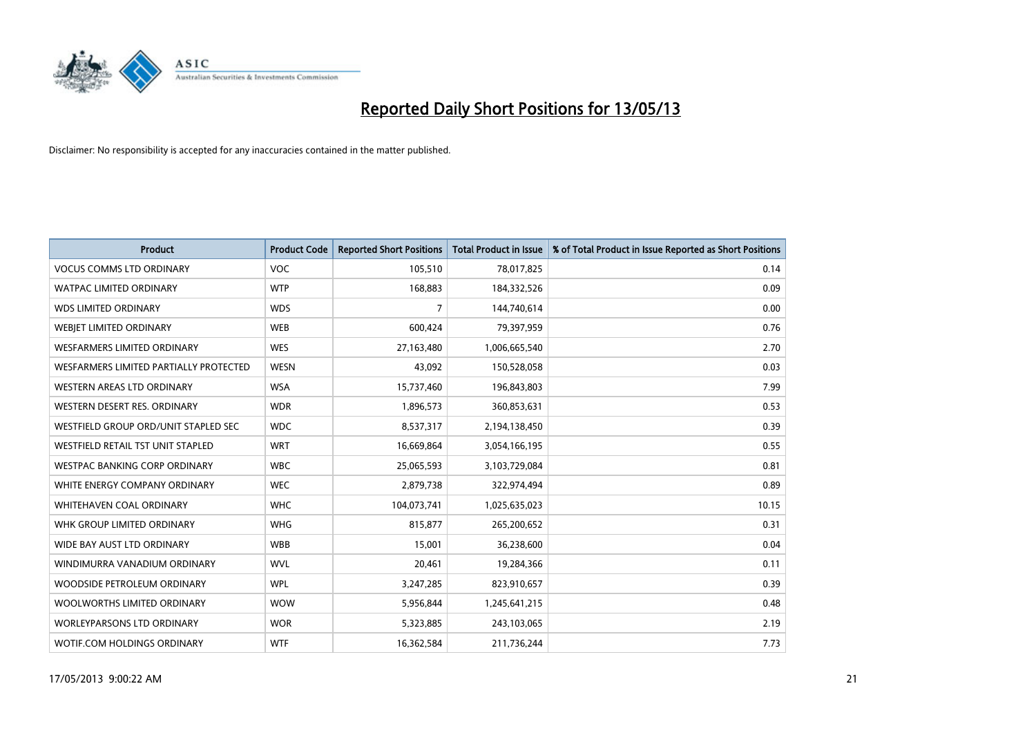# Reported Daily Short Positions for 13/05/13

Disclaimer: No responsibility is accepted for any inaccuracies contained in the matter published.

| Product | Product Code | Reported Short Positions | Total Product in Issue | % of Total Product in Issue Reported as Short Positions |
|---|---|---|---|---|
| VOCUS COMMS LTD ORDINARY | VOC | 105,510 | 78,017,825 | 0.14 |
| WATPAC LIMITED ORDINARY | WTP | 168,883 | 184,332,526 | 0.09 |
| WDS LIMITED ORDINARY | WDS | 7 | 144,740,614 | 0.00 |
| WEBJET LIMITED ORDINARY | WEB | 600,424 | 79,397,959 | 0.76 |
| WESFARMERS LIMITED ORDINARY | WES | 27,163,480 | 1,006,665,540 | 2.70 |
| WESFARMERS LIMITED PARTIALLY PROTECTED | WESN | 43,092 | 150,528,058 | 0.03 |
| WESTERN AREAS LTD ORDINARY | WSA | 15,737,460 | 196,843,803 | 7.99 |
| WESTERN DESERT RES. ORDINARY | WDR | 1,896,573 | 360,853,631 | 0.53 |
| WESTFIELD GROUP ORD/UNIT STAPLED SEC | WDC | 8,537,317 | 2,194,138,450 | 0.39 |
| WESTFIELD RETAIL TST UNIT STAPLED | WRT | 16,669,864 | 3,054,166,195 | 0.55 |
| WESTPAC BANKING CORP ORDINARY | WBC | 25,065,593 | 3,103,729,084 | 0.81 |
| WHITE ENERGY COMPANY ORDINARY | WEC | 2,879,738 | 322,974,494 | 0.89 |
| WHITEHAVEN COAL ORDINARY | WHC | 104,073,741 | 1,025,635,023 | 10.15 |
| WHK GROUP LIMITED ORDINARY | WHG | 815,877 | 265,200,652 | 0.31 |
| WIDE BAY AUST LTD ORDINARY | WBB | 15,001 | 36,238,600 | 0.04 |
| WINDIMURRA VANADIUM ORDINARY | WVL | 20,461 | 19,284,366 | 0.11 |
| WOODSIDE PETROLEUM ORDINARY | WPL | 3,247,285 | 823,910,657 | 0.39 |
| WOOLWORTHS LIMITED ORDINARY | WOW | 5,956,844 | 1,245,641,215 | 0.48 |
| WORLEYPARSONS LTD ORDINARY | WOR | 5,323,885 | 243,103,065 | 2.19 |
| WOTIF.COM HOLDINGS ORDINARY | WTF | 16,362,584 | 211,736,244 | 7.73 |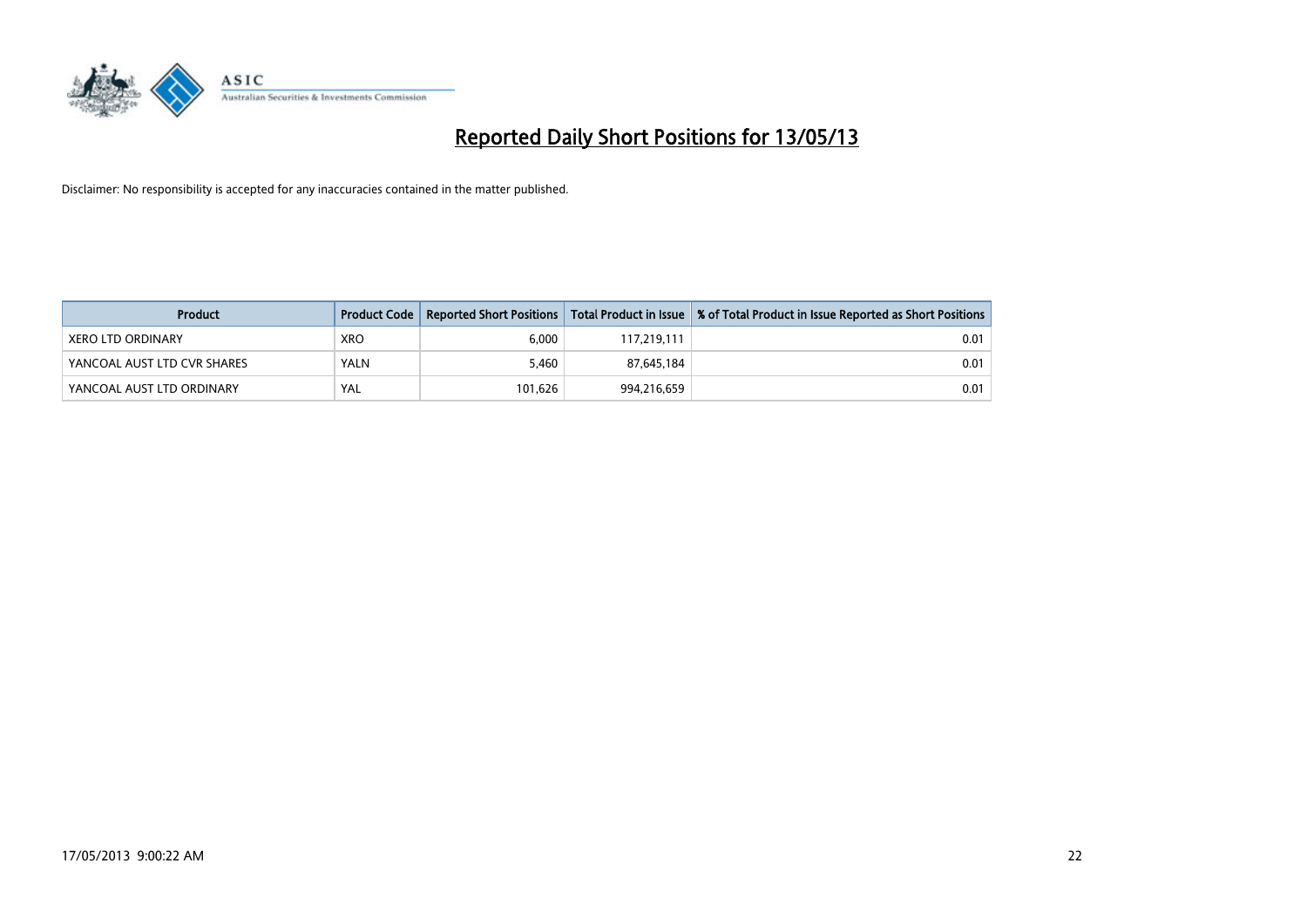# Reported Daily Short Positions for 13/05/13

Disclaimer: No responsibility is accepted for any inaccuracies contained in the matter published.

| Product | Product Code | Reported Short Positions | Total Product in Issue | % of Total Product in Issue Reported as Short Positions |
|---|---|---|---|---|
| XERO LTD ORDINARY | XRO | 6,000 | 117,219,111 | 0.01 |
| YANCOAL AUST LTD CVR SHARES | YALN | 5,460 | 87,645,184 | 0.01 |
| YANCOAL AUST LTD ORDINARY | YAL | 101,626 | 994,216,659 | 0.01 |

17/05/2013 9:00:22 AM